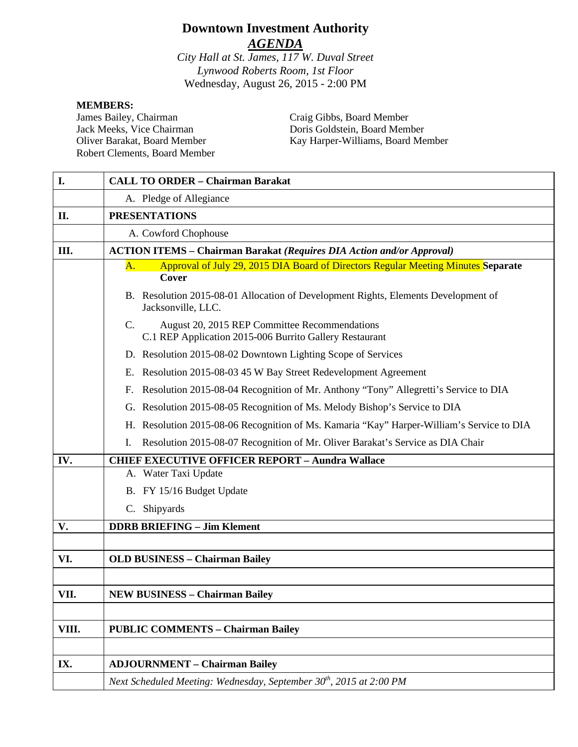# Downtown Investment Authority

## *AGENDA*

*City Hall at St. James, 117 W. Duval Street*
*Lynwood Roberts Room, 1st Floor*
Wednesday, August 26, 2015 - 2:00 PM

**MEMBERS:**

James Bailey, Chairman
Jack Meeks, Vice Chairman
Oliver Barakat, Board Member
Robert Clements, Board Member
Craig Gibbs, Board Member
Doris Goldstein, Board Member
Kay Harper-Williams, Board Member

| I. | **CALL TO ORDER – Chairman Barakat** |
|---|---|
| | A. Pledge of Allegiance |
| **II.** | **PRESENTATIONS** |
| | A. Cowford Chophouse |
| **III.** | **ACTION ITEMS – Chairman Barakat *(Requires DIA Action and/or Approval)*** |
| | A. Approval of July 29, 2015 DIA Board of Directors Regular Meeting Minutes **Separate Cover**<br>B. Resolution 2015-08-01 Allocation of Development Rights, Elements Development of Jacksonville, LLC.<br>C. August 20, 2015 REP Committee Recommendations<br>C.1 REP Application 2015-006 Burrito Gallery Restaurant<br>D. Resolution 2015-08-02 Downtown Lighting Scope of Services<br>E. Resolution 2015-08-03 45 W Bay Street Redevelopment Agreement<br>F. Resolution 2015-08-04 Recognition of Mr. Anthony "Tony" Allegretti's Service to DIA<br>G. Resolution 2015-08-05 Recognition of Ms. Melody Bishop's Service to DIA<br>H. Resolution 2015-08-06 Recognition of Ms. Kamaria "Kay" Harper-William's Service to DIA<br>I. Resolution 2015-08-07 Recognition of Mr. Oliver Barakat's Service as DIA Chair |
| **IV.** | **CHIEF EXECUTIVE OFFICER REPORT – Aundra Wallace** |
| | A. Water Taxi Update<br>B. FY 15/16 Budget Update<br>C. Shipyards |
| **V.** | **DDRB BRIEFING – Jim Klement** |
| | |
| **VI.** | **OLD BUSINESS – Chairman Bailey** |
| | |
| **VII.** | **NEW BUSINESS – Chairman Bailey** |
| | |
| **VIII.** | **PUBLIC COMMENTS – Chairman Bailey** |
| | |
| **IX.** | **ADJOURNMENT – Chairman Bailey** |
| | *Next Scheduled Meeting: Wednesday, September 30th, 2015 at 2:00 PM* |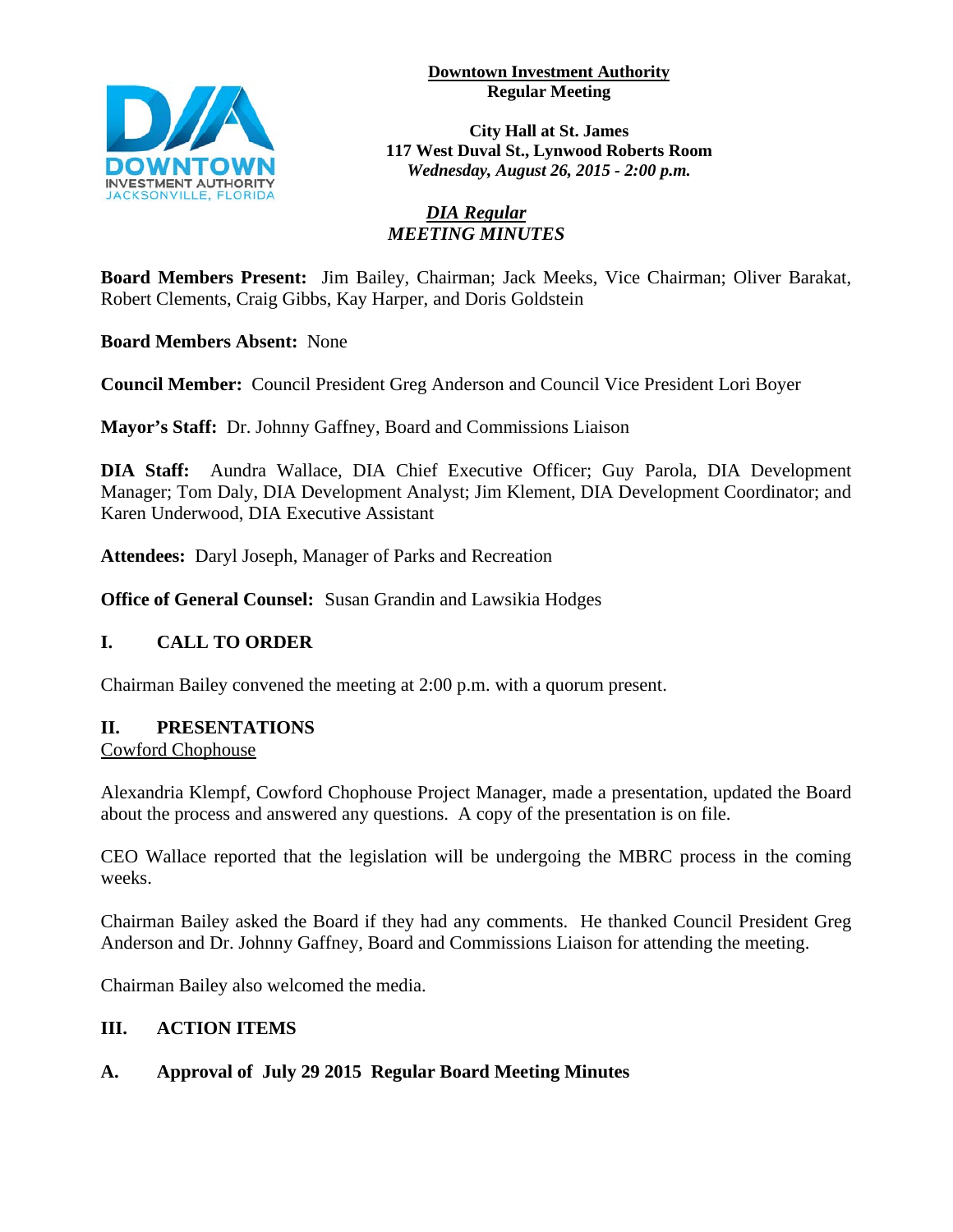**Downtown Investment Authority**
**Regular Meeting**

**City Hall at St. James**
**117 West Duval St., Lynwood Roberts Room**
***Wednesday, August 26, 2015 - 2:00 p.m.***

***DIA Regular***
***MEETING MINUTES***

**Board Members Present:** Jim Bailey, Chairman; Jack Meeks, Vice Chairman; Oliver Barakat, Robert Clements, Craig Gibbs, Kay Harper, and Doris Goldstein

**Board Members Absent:** None

**Council Member:** Council President Greg Anderson and Council Vice President Lori Boyer

**Mayor's Staff:** Dr. Johnny Gaffney, Board and Commissions Liaison

**DIA Staff:** Aundra Wallace, DIA Chief Executive Officer; Guy Parola, DIA Development Manager; Tom Daly, DIA Development Analyst; Jim Klement, DIA Development Coordinator; and Karen Underwood, DIA Executive Assistant

**Attendees:** Daryl Joseph, Manager of Parks and Recreation

**Office of General Counsel:** Susan Grandin and Lawsikia Hodges

## I. CALL TO ORDER

Chairman Bailey convened the meeting at 2:00 p.m. with a quorum present.

## II. PRESENTATIONS

Cowford Chophouse

Alexandria Klempf, Cowford Chophouse Project Manager, made a presentation, updated the Board about the process and answered any questions. A copy of the presentation is on file.

CEO Wallace reported that the legislation will be undergoing the MBRC process in the coming weeks.

Chairman Bailey asked the Board if they had any comments. He thanked Council President Greg Anderson and Dr. Johnny Gaffney, Board and Commissions Liaison for attending the meeting.

Chairman Bailey also welcomed the media.

## III. ACTION ITEMS

### A. Approval of July 29 2015 Regular Board Meeting Minutes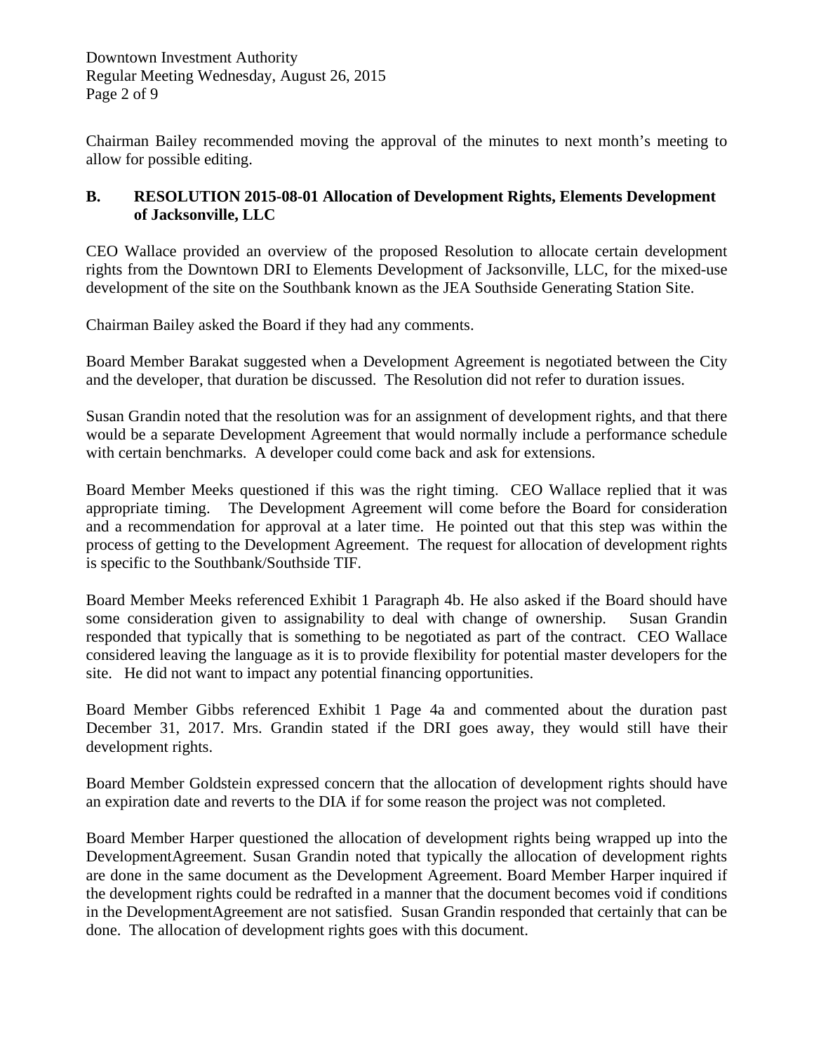Chairman Bailey recommended moving the approval of the minutes to next month's meeting to allow for possible editing.

**B. RESOLUTION 2015-08-01 Allocation of Development Rights, Elements Development of Jacksonville, LLC**

CEO Wallace provided an overview of the proposed Resolution to allocate certain development rights from the Downtown DRI to Elements Development of Jacksonville, LLC, for the mixed-use development of the site on the Southbank known as the JEA Southside Generating Station Site.

Chairman Bailey asked the Board if they had any comments.

Board Member Barakat suggested when a Development Agreement is negotiated between the City and the developer, that duration be discussed. The Resolution did not refer to duration issues.

Susan Grandin noted that the resolution was for an assignment of development rights, and that there would be a separate Development Agreement that would normally include a performance schedule with certain benchmarks. A developer could come back and ask for extensions.

Board Member Meeks questioned if this was the right timing. CEO Wallace replied that it was appropriate timing. The Development Agreement will come before the Board for consideration and a recommendation for approval at a later time. He pointed out that this step was within the process of getting to the Development Agreement. The request for allocation of development rights is specific to the Southbank/Southside TIF.

Board Member Meeks referenced Exhibit 1 Paragraph 4b. He also asked if the Board should have some consideration given to assignability to deal with change of ownership. Susan Grandin responded that typically that is something to be negotiated as part of the contract. CEO Wallace considered leaving the language as it is to provide flexibility for potential master developers for the site. He did not want to impact any potential financing opportunities.

Board Member Gibbs referenced Exhibit 1 Page 4a and commented about the duration past December 31, 2017. Mrs. Grandin stated if the DRI goes away, they would still have their development rights.

Board Member Goldstein expressed concern that the allocation of development rights should have an expiration date and reverts to the DIA if for some reason the project was not completed.

Board Member Harper questioned the allocation of development rights being wrapped up into the DevelopmentAgreement. Susan Grandin noted that typically the allocation of development rights are done in the same document as the Development Agreement. Board Member Harper inquired if the development rights could be redrafted in a manner that the document becomes void if conditions in the DevelopmentAgreement are not satisfied. Susan Grandin responded that certainly that can be done. The allocation of development rights goes with this document.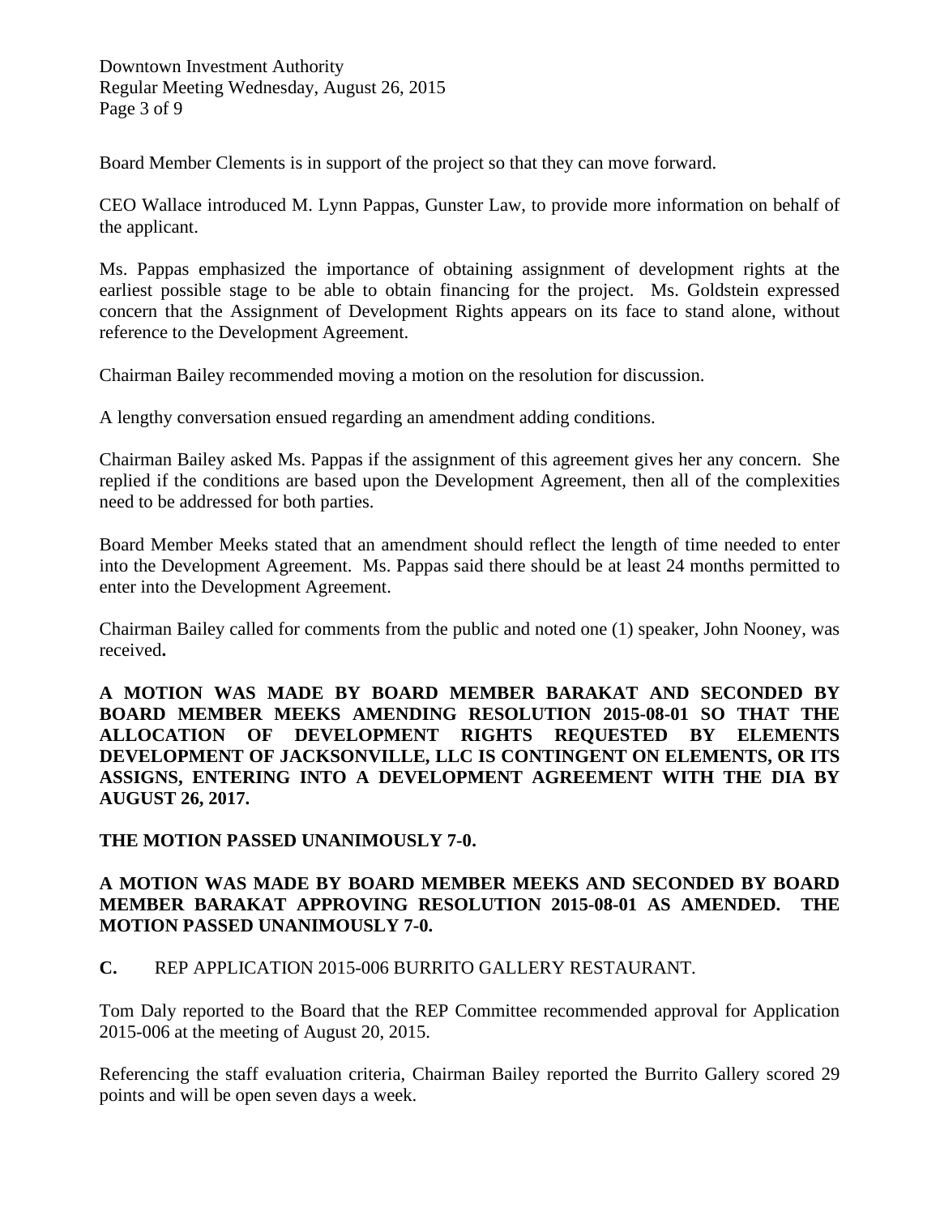Board Member Clements is in support of the project so that they can move forward.

CEO Wallace introduced M. Lynn Pappas, Gunster Law, to provide more information on behalf of the applicant.

Ms. Pappas emphasized the importance of obtaining assignment of development rights at the earliest possible stage to be able to obtain financing for the project. Ms. Goldstein expressed concern that the Assignment of Development Rights appears on its face to stand alone, without reference to the Development Agreement.

Chairman Bailey recommended moving a motion on the resolution for discussion.

A lengthy conversation ensued regarding an amendment adding conditions.

Chairman Bailey asked Ms. Pappas if the assignment of this agreement gives her any concern. She replied if the conditions are based upon the Development Agreement, then all of the complexities need to be addressed for both parties.

Board Member Meeks stated that an amendment should reflect the length of time needed to enter into the Development Agreement. Ms. Pappas said there should be at least 24 months permitted to enter into the Development Agreement.

Chairman Bailey called for comments from the public and noted one (1) speaker, John Nooney, was received**.**

**A MOTION WAS MADE BY BOARD MEMBER BARAKAT AND SECONDED BY BOARD MEMBER MEEKS AMENDING RESOLUTION 2015-08-01 SO THAT THE ALLOCATION OF DEVELOPMENT RIGHTS REQUESTED BY ELEMENTS DEVELOPMENT OF JACKSONVILLE, LLC IS CONTINGENT ON ELEMENTS, OR ITS ASSIGNS, ENTERING INTO A DEVELOPMENT AGREEMENT WITH THE DIA BY AUGUST 26, 2017.**

**THE MOTION PASSED UNANIMOUSLY 7-0.**

**A MOTION WAS MADE BY BOARD MEMBER MEEKS AND SECONDED BY BOARD MEMBER BARAKAT APPROVING RESOLUTION 2015-08-01 AS AMENDED. THE MOTION PASSED UNANIMOUSLY 7-0.**

**C.** REP APPLICATION 2015-006 BURRITO GALLERY RESTAURANT.

Tom Daly reported to the Board that the REP Committee recommended approval for Application 2015-006 at the meeting of August 20, 2015.

Referencing the staff evaluation criteria, Chairman Bailey reported the Burrito Gallery scored 29 points and will be open seven days a week.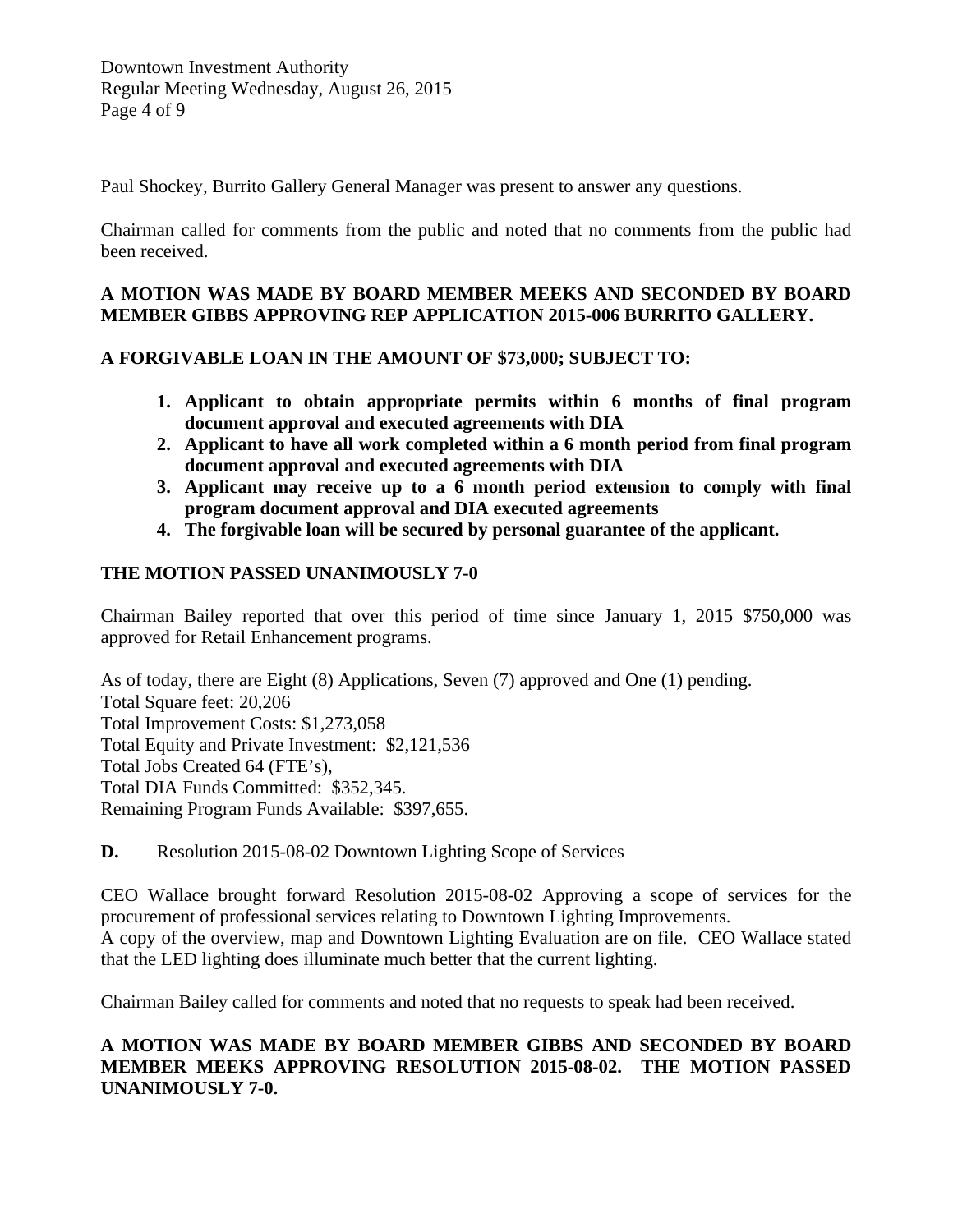Paul Shockey, Burrito Gallery General Manager was present to answer any questions.

Chairman called for comments from the public and noted that no comments from the public had been received.

**A MOTION WAS MADE BY BOARD MEMBER MEEKS AND SECONDED BY BOARD MEMBER GIBBS APPROVING REP APPLICATION 2015-006 BURRITO GALLERY.**

**A FORGIVABLE LOAN IN THE AMOUNT OF $73,000; SUBJECT TO:**

1. **Applicant to obtain appropriate permits within 6 months of final program document approval and executed agreements with DIA**
2. **Applicant to have all work completed within a 6 month period from final program document approval and executed agreements with DIA**
3. **Applicant may receive up to a 6 month period extension to comply with final program document approval and DIA executed agreements**
4. **The forgivable loan will be secured by personal guarantee of the applicant.**

**THE MOTION PASSED UNANIMOUSLY 7-0**

Chairman Bailey reported that over this period of time since January 1, 2015 $750,000 was approved for Retail Enhancement programs.

As of today, there are Eight (8) Applications, Seven (7) approved and One (1) pending.
Total Square feet: 20,206
Total Improvement Costs: $1,273,058
Total Equity and Private Investment: $2,121,536
Total Jobs Created 64 (FTE's),
Total DIA Funds Committed: $352,345.
Remaining Program Funds Available: $397,655.

**D.** Resolution 2015-08-02 Downtown Lighting Scope of Services

CEO Wallace brought forward Resolution 2015-08-02 Approving a scope of services for the procurement of professional services relating to Downtown Lighting Improvements.
A copy of the overview, map and Downtown Lighting Evaluation are on file. CEO Wallace stated that the LED lighting does illuminate much better that the current lighting.

Chairman Bailey called for comments and noted that no requests to speak had been received.

**A MOTION WAS MADE BY BOARD MEMBER GIBBS AND SECONDED BY BOARD MEMBER MEEKS APPROVING RESOLUTION 2015-08-02. THE MOTION PASSED UNANIMOUSLY 7-0.**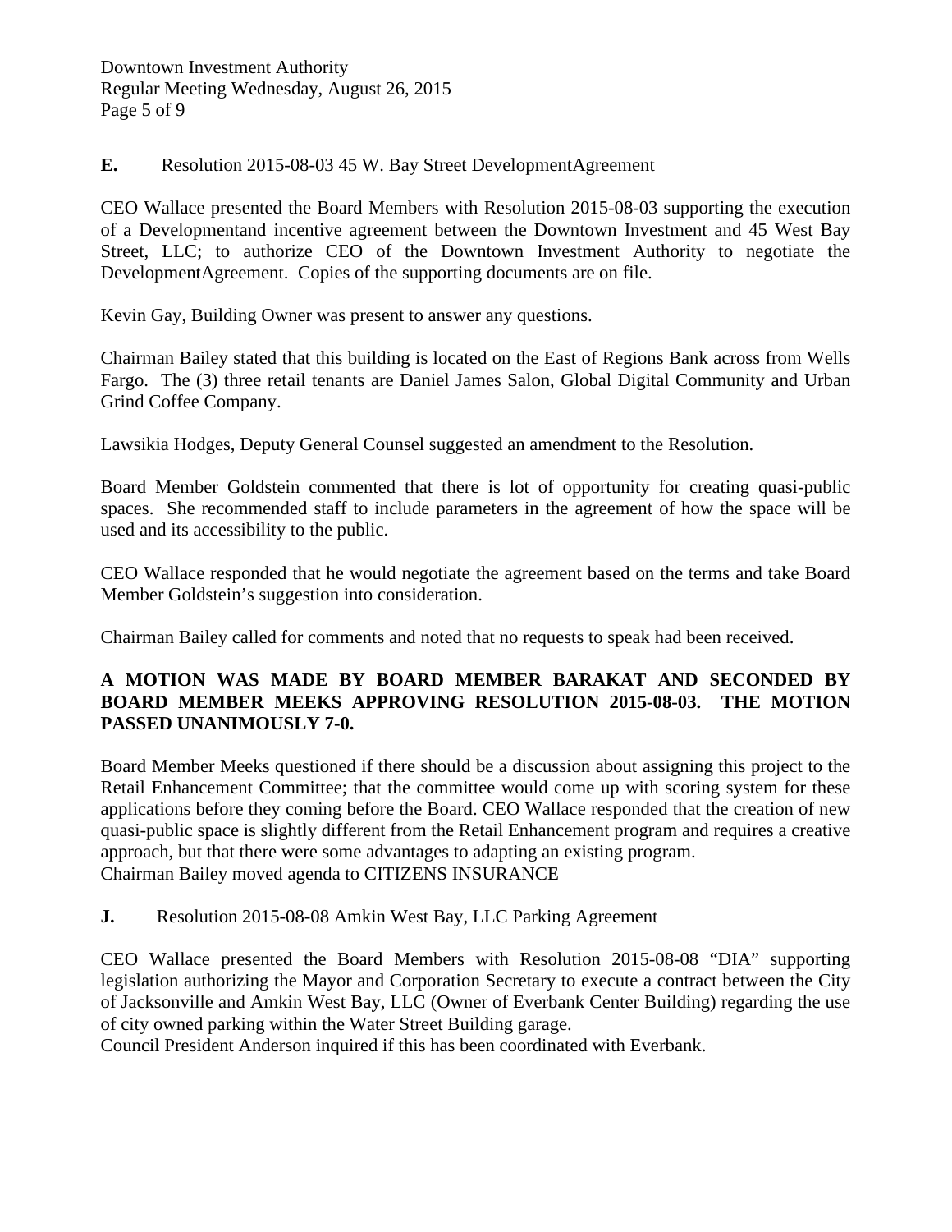**E.** Resolution 2015-08-03 45 W. Bay Street DevelopmentAgreement

CEO Wallace presented the Board Members with Resolution 2015-08-03 supporting the execution of a Developmentand incentive agreement between the Downtown Investment and 45 West Bay Street, LLC; to authorize CEO of the Downtown Investment Authority to negotiate the DevelopmentAgreement. Copies of the supporting documents are on file.

Kevin Gay, Building Owner was present to answer any questions.

Chairman Bailey stated that this building is located on the East of Regions Bank across from Wells Fargo. The (3) three retail tenants are Daniel James Salon, Global Digital Community and Urban Grind Coffee Company.

Lawsikia Hodges, Deputy General Counsel suggested an amendment to the Resolution.

Board Member Goldstein commented that there is lot of opportunity for creating quasi-public spaces. She recommended staff to include parameters in the agreement of how the space will be used and its accessibility to the public.

CEO Wallace responded that he would negotiate the agreement based on the terms and take Board Member Goldstein's suggestion into consideration.

Chairman Bailey called for comments and noted that no requests to speak had been received.

**A MOTION WAS MADE BY BOARD MEMBER BARAKAT AND SECONDED BY BOARD MEMBER MEEKS APPROVING RESOLUTION 2015-08-03. THE MOTION PASSED UNANIMOUSLY 7-0.**

Board Member Meeks questioned if there should be a discussion about assigning this project to the Retail Enhancement Committee; that the committee would come up with scoring system for these applications before they coming before the Board. CEO Wallace responded that the creation of new quasi-public space is slightly different from the Retail Enhancement program and requires a creative approach, but that there were some advantages to adapting an existing program.
Chairman Bailey moved agenda to CITIZENS INSURANCE

**J.** Resolution 2015-08-08 Amkin West Bay, LLC Parking Agreement

CEO Wallace presented the Board Members with Resolution 2015-08-08 "DIA" supporting legislation authorizing the Mayor and Corporation Secretary to execute a contract between the City of Jacksonville and Amkin West Bay, LLC (Owner of Everbank Center Building) regarding the use of city owned parking within the Water Street Building garage.
Council President Anderson inquired if this has been coordinated with Everbank.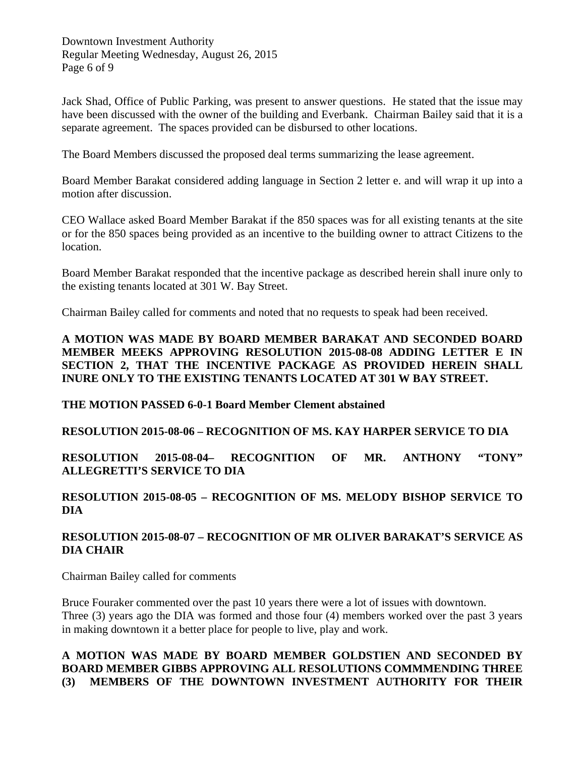Jack Shad, Office of Public Parking, was present to answer questions. He stated that the issue may have been discussed with the owner of the building and Everbank. Chairman Bailey said that it is a separate agreement. The spaces provided can be disbursed to other locations.

The Board Members discussed the proposed deal terms summarizing the lease agreement.

Board Member Barakat considered adding language in Section 2 letter e. and will wrap it up into a motion after discussion.

CEO Wallace asked Board Member Barakat if the 850 spaces was for all existing tenants at the site or for the 850 spaces being provided as an incentive to the building owner to attract Citizens to the location.

Board Member Barakat responded that the incentive package as described herein shall inure only to the existing tenants located at 301 W. Bay Street.

Chairman Bailey called for comments and noted that no requests to speak had been received.

**A MOTION WAS MADE BY BOARD MEMBER BARAKAT AND SECONDED BOARD MEMBER MEEKS APPROVING RESOLUTION 2015-08-08 ADDING LETTER E IN SECTION 2, THAT THE INCENTIVE PACKAGE AS PROVIDED HEREIN SHALL INURE ONLY TO THE EXISTING TENANTS LOCATED AT 301 W BAY STREET.**

**THE MOTION PASSED 6-0-1 Board Member Clement abstained**

**RESOLUTION 2015-08-06 – RECOGNITION OF MS. KAY HARPER SERVICE TO DIA**

**RESOLUTION 2015-08-04– RECOGNITION OF MR. ANTHONY "TONY" ALLEGRETTI'S SERVICE TO DIA**

**RESOLUTION 2015-08-05 – RECOGNITION OF MS. MELODY BISHOP SERVICE TO DIA**

**RESOLUTION 2015-08-07 – RECOGNITION OF MR OLIVER BARAKAT'S SERVICE AS DIA CHAIR**

Chairman Bailey called for comments

Bruce Fouraker commented over the past 10 years there were a lot of issues with downtown. Three (3) years ago the DIA was formed and those four (4) members worked over the past 3 years in making downtown it a better place for people to live, play and work.

**A MOTION WAS MADE BY BOARD MEMBER GOLDSTIEN AND SECONDED BY BOARD MEMBER GIBBS APPROVING ALL RESOLUTIONS COMMMENDING THREE (3) MEMBERS OF THE DOWNTOWN INVESTMENT AUTHORITY FOR THEIR**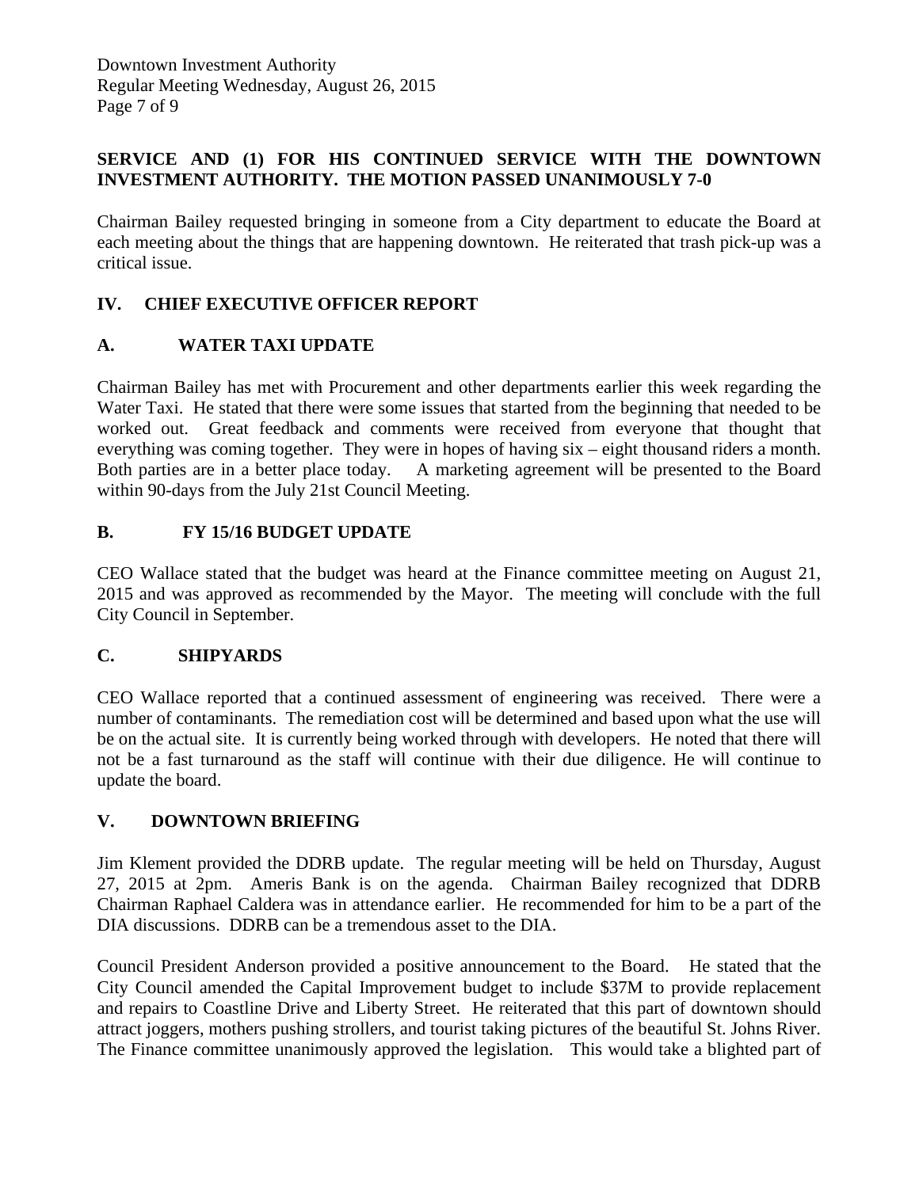**SERVICE AND (1) FOR HIS CONTINUED SERVICE WITH THE DOWNTOWN INVESTMENT AUTHORITY. THE MOTION PASSED UNANIMOUSLY 7-0**

Chairman Bailey requested bringing in someone from a City department to educate the Board at each meeting about the things that are happening downtown. He reiterated that trash pick-up was a critical issue.

## IV. CHIEF EXECUTIVE OFFICER REPORT

### A. WATER TAXI UPDATE

Chairman Bailey has met with Procurement and other departments earlier this week regarding the Water Taxi. He stated that there were some issues that started from the beginning that needed to be worked out. Great feedback and comments were received from everyone that thought that everything was coming together. They were in hopes of having six – eight thousand riders a month. Both parties are in a better place today. A marketing agreement will be presented to the Board within 90-days from the July 21st Council Meeting.

### B. FY 15/16 BUDGET UPDATE

CEO Wallace stated that the budget was heard at the Finance committee meeting on August 21, 2015 and was approved as recommended by the Mayor. The meeting will conclude with the full City Council in September.

### C. SHIPYARDS

CEO Wallace reported that a continued assessment of engineering was received. There were a number of contaminants. The remediation cost will be determined and based upon what the use will be on the actual site. It is currently being worked through with developers. He noted that there will not be a fast turnaround as the staff will continue with their due diligence. He will continue to update the board.

## V. DOWNTOWN BRIEFING

Jim Klement provided the DDRB update. The regular meeting will be held on Thursday, August 27, 2015 at 2pm. Ameris Bank is on the agenda. Chairman Bailey recognized that DDRB Chairman Raphael Caldera was in attendance earlier. He recommended for him to be a part of the DIA discussions. DDRB can be a tremendous asset to the DIA.

Council President Anderson provided a positive announcement to the Board. He stated that the City Council amended the Capital Improvement budget to include $37M to provide replacement and repairs to Coastline Drive and Liberty Street. He reiterated that this part of downtown should attract joggers, mothers pushing strollers, and tourist taking pictures of the beautiful St. Johns River. The Finance committee unanimously approved the legislation. This would take a blighted part of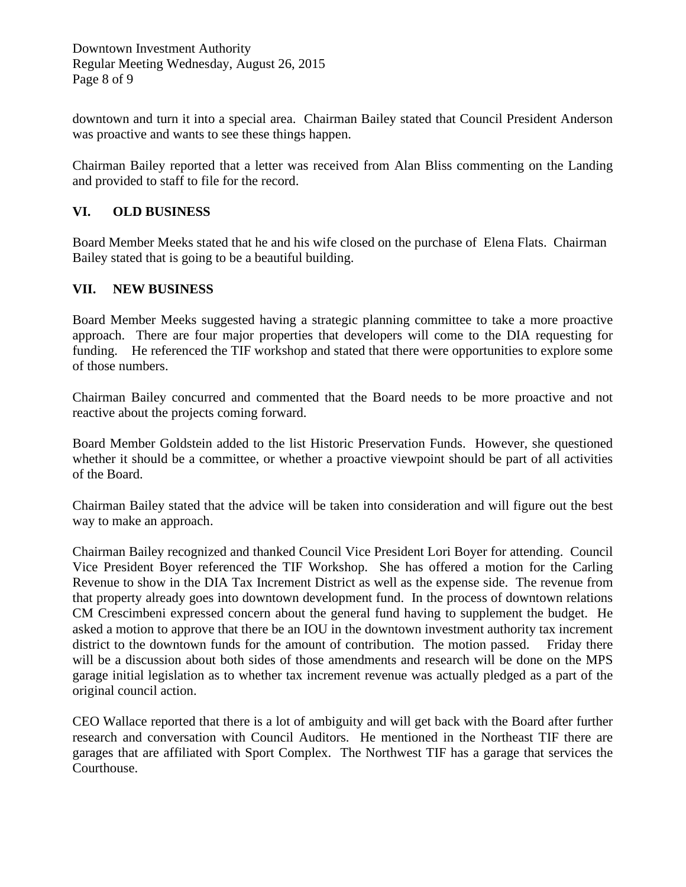downtown and turn it into a special area. Chairman Bailey stated that Council President Anderson was proactive and wants to see these things happen.

Chairman Bailey reported that a letter was received from Alan Bliss commenting on the Landing and provided to staff to file for the record.

## VI. OLD BUSINESS

Board Member Meeks stated that he and his wife closed on the purchase of Elena Flats. Chairman Bailey stated that is going to be a beautiful building.

## VII. NEW BUSINESS

Board Member Meeks suggested having a strategic planning committee to take a more proactive approach. There are four major properties that developers will come to the DIA requesting for funding. He referenced the TIF workshop and stated that there were opportunities to explore some of those numbers.

Chairman Bailey concurred and commented that the Board needs to be more proactive and not reactive about the projects coming forward.

Board Member Goldstein added to the list Historic Preservation Funds. However, she questioned whether it should be a committee, or whether a proactive viewpoint should be part of all activities of the Board.

Chairman Bailey stated that the advice will be taken into consideration and will figure out the best way to make an approach.

Chairman Bailey recognized and thanked Council Vice President Lori Boyer for attending. Council Vice President Boyer referenced the TIF Workshop. She has offered a motion for the Carling Revenue to show in the DIA Tax Increment District as well as the expense side. The revenue from that property already goes into downtown development fund. In the process of downtown relations CM Crescimbeni expressed concern about the general fund having to supplement the budget. He asked a motion to approve that there be an IOU in the downtown investment authority tax increment district to the downtown funds for the amount of contribution. The motion passed. Friday there will be a discussion about both sides of those amendments and research will be done on the MPS garage initial legislation as to whether tax increment revenue was actually pledged as a part of the original council action.

CEO Wallace reported that there is a lot of ambiguity and will get back with the Board after further research and conversation with Council Auditors. He mentioned in the Northeast TIF there are garages that are affiliated with Sport Complex. The Northwest TIF has a garage that services the Courthouse.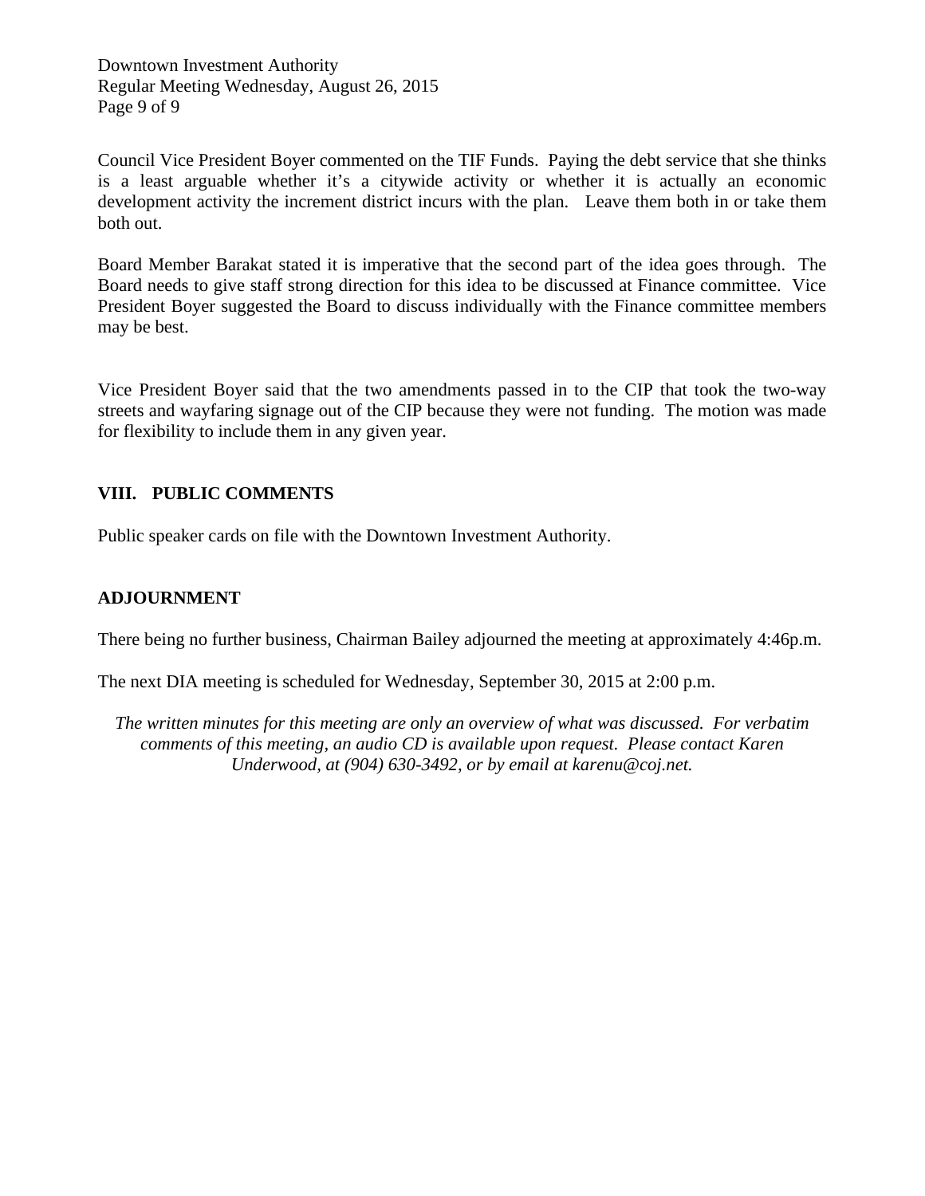Council Vice President Boyer commented on the TIF Funds. Paying the debt service that she thinks is a least arguable whether it's a citywide activity or whether it is actually an economic development activity the increment district incurs with the plan. Leave them both in or take them both out.

Board Member Barakat stated it is imperative that the second part of the idea goes through. The Board needs to give staff strong direction for this idea to be discussed at Finance committee. Vice President Boyer suggested the Board to discuss individually with the Finance committee members may be best.

Vice President Boyer said that the two amendments passed in to the CIP that took the two-way streets and wayfaring signage out of the CIP because they were not funding. The motion was made for flexibility to include them in any given year.

## VIII. PUBLIC COMMENTS

Public speaker cards on file with the Downtown Investment Authority.

## ADJOURNMENT

There being no further business, Chairman Bailey adjourned the meeting at approximately 4:46p.m.

The next DIA meeting is scheduled for Wednesday, September 30, 2015 at 2:00 p.m.

*The written minutes for this meeting are only an overview of what was discussed. For verbatim comments of this meeting, an audio CD is available upon request. Please contact Karen Underwood, at (904) 630-3492, or by email at karenu@coj.net.*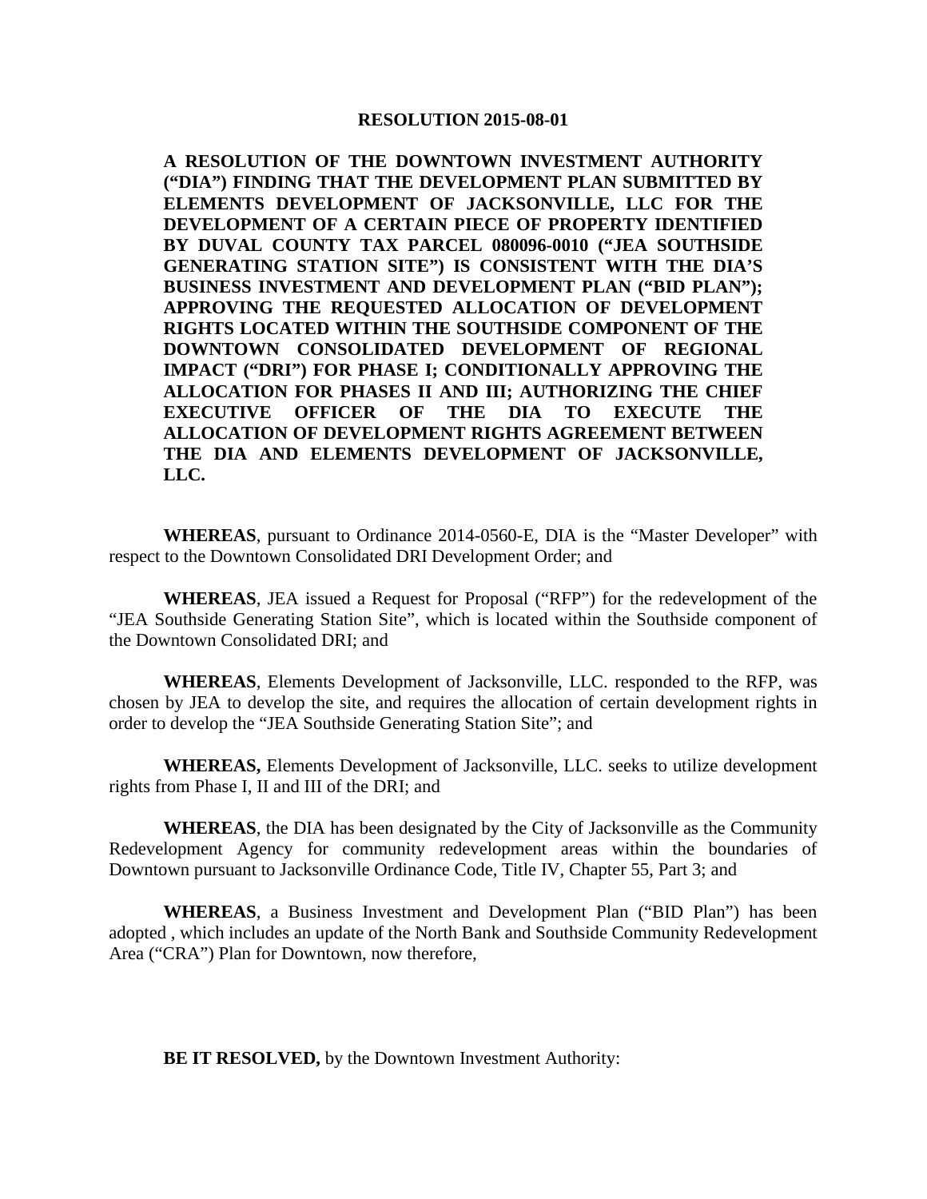**RESOLUTION 2015-08-01**

**A RESOLUTION OF THE DOWNTOWN INVESTMENT AUTHORITY ("DIA") FINDING THAT THE DEVELOPMENT PLAN SUBMITTED BY ELEMENTS DEVELOPMENT OF JACKSONVILLE, LLC FOR THE DEVELOPMENT OF A CERTAIN PIECE OF PROPERTY IDENTIFIED BY DUVAL COUNTY TAX PARCEL 080096-0010 ("JEA SOUTHSIDE GENERATING STATION SITE") IS CONSISTENT WITH THE DIA'S BUSINESS INVESTMENT AND DEVELOPMENT PLAN ("BID PLAN"); APPROVING THE REQUESTED ALLOCATION OF DEVELOPMENT RIGHTS LOCATED WITHIN THE SOUTHSIDE COMPONENT OF THE DOWNTOWN CONSOLIDATED DEVELOPMENT OF REGIONAL IMPACT ("DRI") FOR PHASE I; CONDITIONALLY APPROVING THE ALLOCATION FOR PHASES II AND III; AUTHORIZING THE CHIEF EXECUTIVE OFFICER OF THE DIA TO EXECUTE THE ALLOCATION OF DEVELOPMENT RIGHTS AGREEMENT BETWEEN THE DIA AND ELEMENTS DEVELOPMENT OF JACKSONVILLE, LLC.**

**WHEREAS**, pursuant to Ordinance 2014-0560-E, DIA is the "Master Developer" with respect to the Downtown Consolidated DRI Development Order; and

**WHEREAS**, JEA issued a Request for Proposal ("RFP") for the redevelopment of the "JEA Southside Generating Station Site", which is located within the Southside component of the Downtown Consolidated DRI; and

**WHEREAS**, Elements Development of Jacksonville, LLC. responded to the RFP, was chosen by JEA to develop the site, and requires the allocation of certain development rights in order to develop the "JEA Southside Generating Station Site"; and

**WHEREAS,** Elements Development of Jacksonville, LLC. seeks to utilize development rights from Phase I, II and III of the DRI; and

**WHEREAS**, the DIA has been designated by the City of Jacksonville as the Community Redevelopment Agency for community redevelopment areas within the boundaries of Downtown pursuant to Jacksonville Ordinance Code, Title IV, Chapter 55, Part 3; and

**WHEREAS**, a Business Investment and Development Plan ("BID Plan") has been adopted , which includes an update of the North Bank and Southside Community Redevelopment Area ("CRA") Plan for Downtown, now therefore,

**BE IT RESOLVED,** by the Downtown Investment Authority: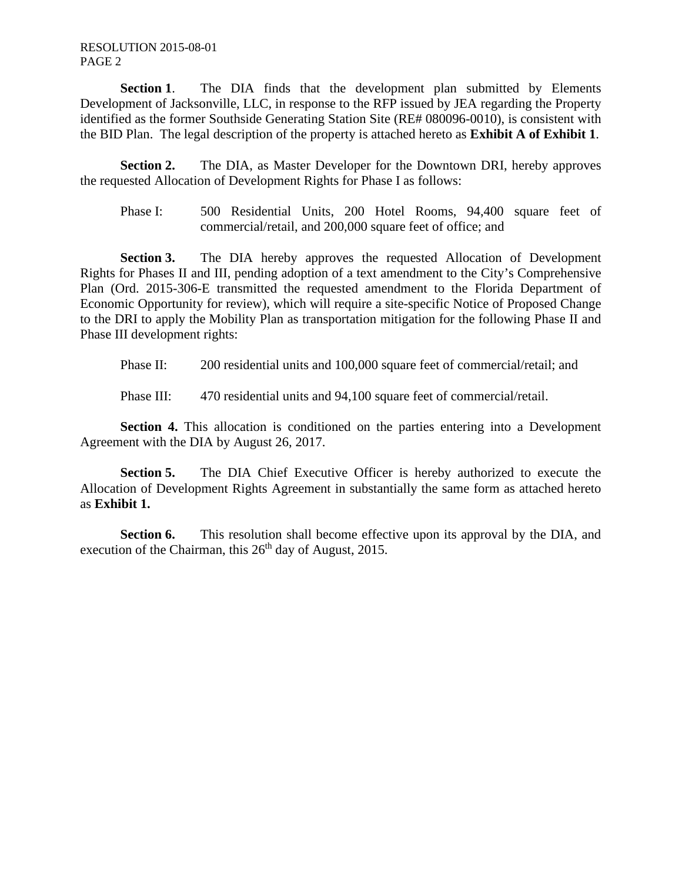**Section 1**. The DIA finds that the development plan submitted by Elements Development of Jacksonville, LLC, in response to the RFP issued by JEA regarding the Property identified as the former Southside Generating Station Site (RE# 080096-0010), is consistent with the BID Plan. The legal description of the property is attached hereto as **Exhibit A of Exhibit 1**.

**Section 2.** The DIA, as Master Developer for the Downtown DRI, hereby approves the requested Allocation of Development Rights for Phase I as follows:

Phase I: 500 Residential Units, 200 Hotel Rooms, 94,400 square feet of commercial/retail, and 200,000 square feet of office; and

**Section 3.** The DIA hereby approves the requested Allocation of Development Rights for Phases II and III, pending adoption of a text amendment to the City's Comprehensive Plan (Ord. 2015-306-E transmitted the requested amendment to the Florida Department of Economic Opportunity for review), which will require a site-specific Notice of Proposed Change to the DRI to apply the Mobility Plan as transportation mitigation for the following Phase II and Phase III development rights:

Phase II: 200 residential units and 100,000 square feet of commercial/retail; and

Phase III: 470 residential units and 94,100 square feet of commercial/retail.

**Section 4.** This allocation is conditioned on the parties entering into a Development Agreement with the DIA by August 26, 2017.

**Section 5.** The DIA Chief Executive Officer is hereby authorized to execute the Allocation of Development Rights Agreement in substantially the same form as attached hereto as **Exhibit 1.**

**Section 6.** This resolution shall become effective upon its approval by the DIA, and execution of the Chairman, this 26th day of August, 2015.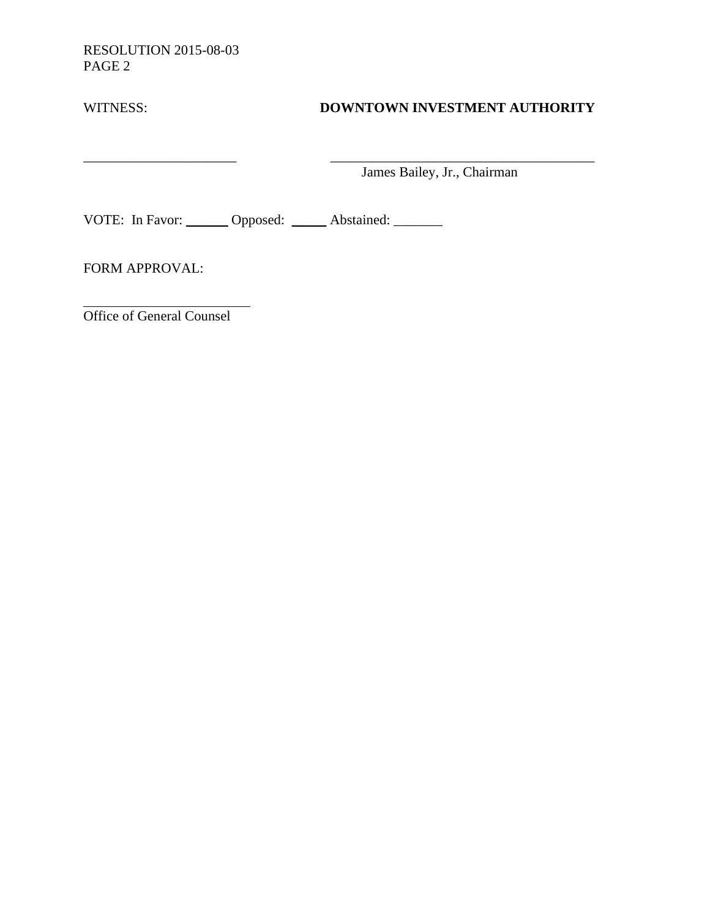RESOLUTION 2015-08-03
PAGE 2

WITNESS: **DOWNTOWN INVESTMENT AUTHORITY**

______________________ ______________________________________
James Bailey, Jr., Chairman

VOTE: In Favor: ______ Opposed: _____ Abstained: _______

FORM APPROVAL:

________________________
Office of General Counsel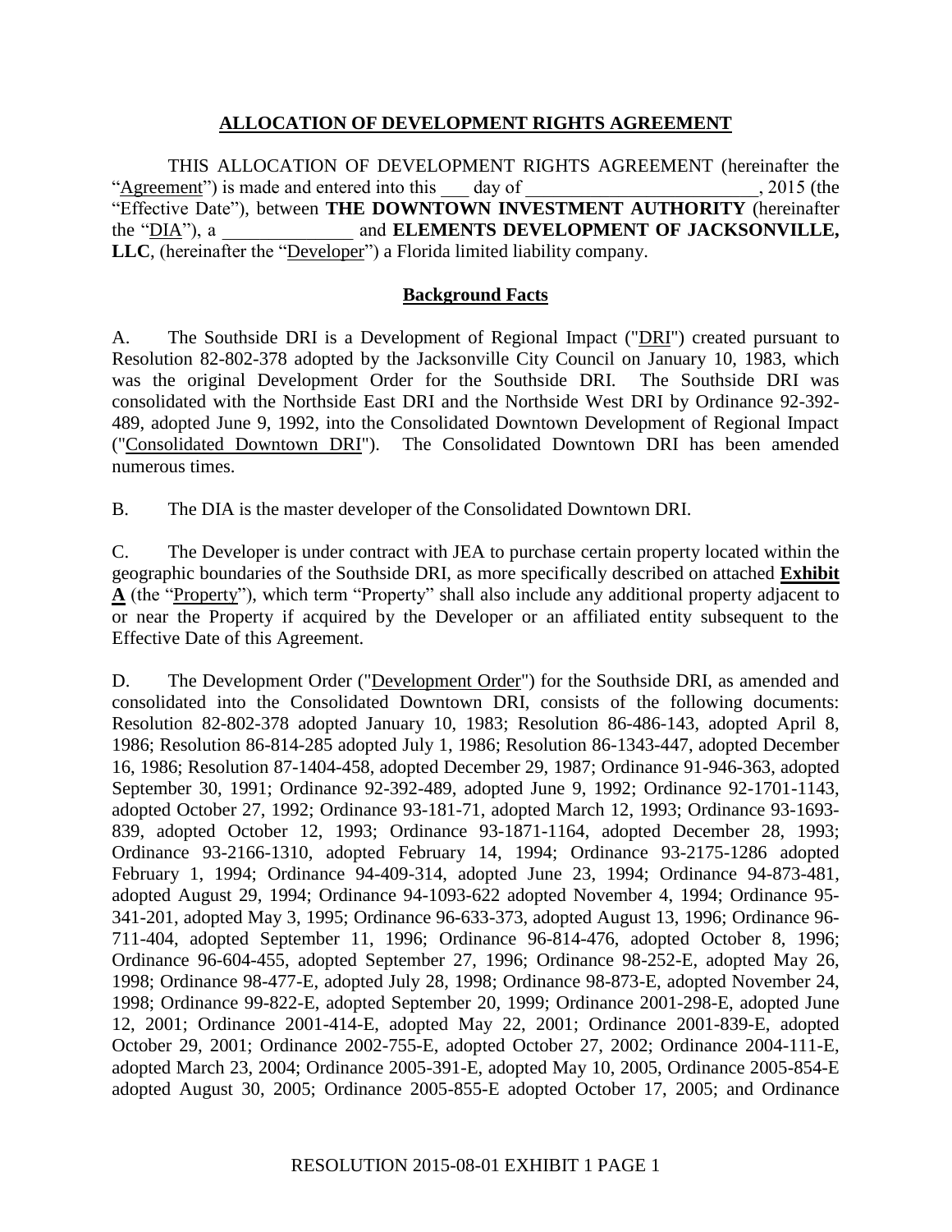# ALLOCATION OF DEVELOPMENT RIGHTS AGREEMENT

THIS ALLOCATION OF DEVELOPMENT RIGHTS AGREEMENT (hereinafter the "Agreement") is made and entered into this ___ day of _________________________, 2015 (the "Effective Date"), between **THE DOWNTOWN INVESTMENT AUTHORITY** (hereinafter the "DIA"), a ______________ and **ELEMENTS DEVELOPMENT OF JACKSONVILLE, LLC**, (hereinafter the "Developer") a Florida limited liability company.

## Background Facts

A. The Southside DRI is a Development of Regional Impact ("DRI") created pursuant to Resolution 82-802-378 adopted by the Jacksonville City Council on January 10, 1983, which was the original Development Order for the Southside DRI. The Southside DRI was consolidated with the Northside East DRI and the Northside West DRI by Ordinance 92-392-489, adopted June 9, 1992, into the Consolidated Downtown Development of Regional Impact ("Consolidated Downtown DRI"). The Consolidated Downtown DRI has been amended numerous times.

B. The DIA is the master developer of the Consolidated Downtown DRI.

C. The Developer is under contract with JEA to purchase certain property located within the geographic boundaries of the Southside DRI, as more specifically described on attached **Exhibit A** (the "Property"), which term "Property" shall also include any additional property adjacent to or near the Property if acquired by the Developer or an affiliated entity subsequent to the Effective Date of this Agreement.

D. The Development Order ("Development Order") for the Southside DRI, as amended and consolidated into the Consolidated Downtown DRI, consists of the following documents: Resolution 82-802-378 adopted January 10, 1983; Resolution 86-486-143, adopted April 8, 1986; Resolution 86-814-285 adopted July 1, 1986; Resolution 86-1343-447, adopted December 16, 1986; Resolution 87-1404-458, adopted December 29, 1987; Ordinance 91-946-363, adopted September 30, 1991; Ordinance 92-392-489, adopted June 9, 1992; Ordinance 92-1701-1143, adopted October 27, 1992; Ordinance 93-181-71, adopted March 12, 1993; Ordinance 93-1693-839, adopted October 12, 1993; Ordinance 93-1871-1164, adopted December 28, 1993; Ordinance 93-2166-1310, adopted February 14, 1994; Ordinance 93-2175-1286 adopted February 1, 1994; Ordinance 94-409-314, adopted June 23, 1994; Ordinance 94-873-481, adopted August 29, 1994; Ordinance 94-1093-622 adopted November 4, 1994; Ordinance 95-341-201, adopted May 3, 1995; Ordinance 96-633-373, adopted August 13, 1996; Ordinance 96-711-404, adopted September 11, 1996; Ordinance 96-814-476, adopted October 8, 1996; Ordinance 96-604-455, adopted September 27, 1996; Ordinance 98-252-E, adopted May 26, 1998; Ordinance 98-477-E, adopted July 28, 1998; Ordinance 98-873-E, adopted November 24, 1998; Ordinance 99-822-E, adopted September 20, 1999; Ordinance 2001-298-E, adopted June 12, 2001; Ordinance 2001-414-E, adopted May 22, 2001; Ordinance 2001-839-E, adopted October 29, 2001; Ordinance 2002-755-E, adopted October 27, 2002; Ordinance 2004-111-E, adopted March 23, 2004; Ordinance 2005-391-E, adopted May 10, 2005, Ordinance 2005-854-E adopted August 30, 2005; Ordinance 2005-855-E adopted October 17, 2005; and Ordinance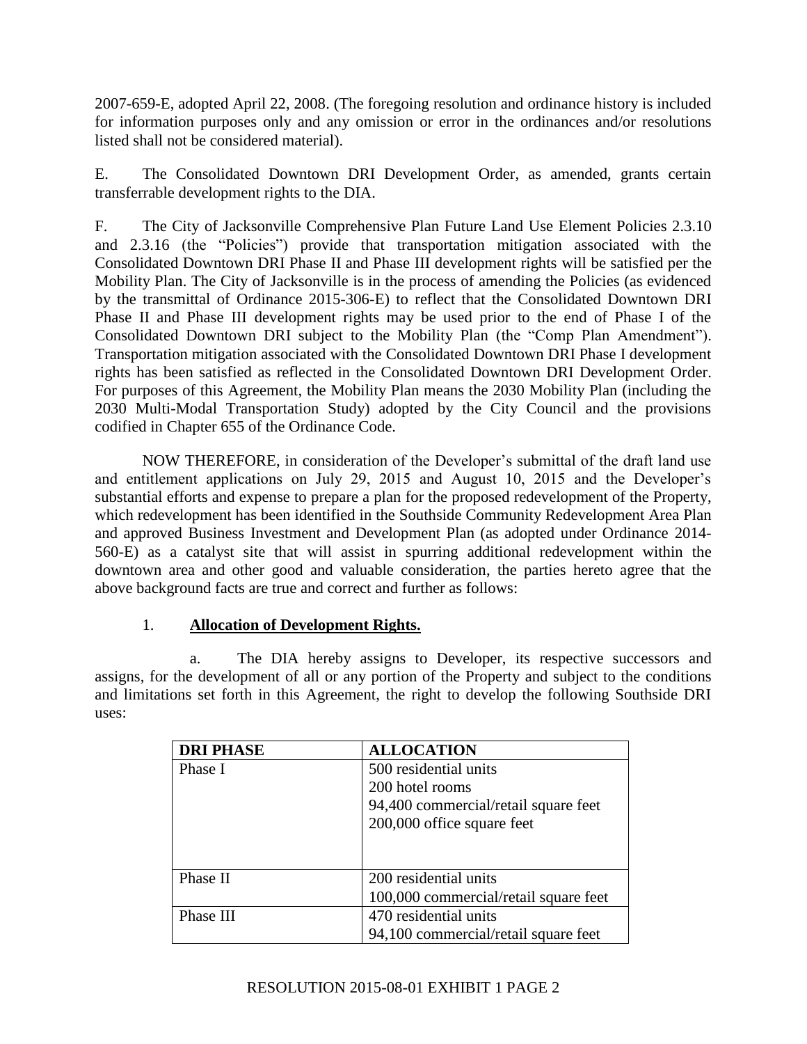2007-659-E, adopted April 22, 2008. (The foregoing resolution and ordinance history is included for information purposes only and any omission or error in the ordinances and/or resolutions listed shall not be considered material).

E. The Consolidated Downtown DRI Development Order, as amended, grants certain transferrable development rights to the DIA.

F. The City of Jacksonville Comprehensive Plan Future Land Use Element Policies 2.3.10 and 2.3.16 (the "Policies") provide that transportation mitigation associated with the Consolidated Downtown DRI Phase II and Phase III development rights will be satisfied per the Mobility Plan. The City of Jacksonville is in the process of amending the Policies (as evidenced by the transmittal of Ordinance 2015-306-E) to reflect that the Consolidated Downtown DRI Phase II and Phase III development rights may be used prior to the end of Phase I of the Consolidated Downtown DRI subject to the Mobility Plan (the "Comp Plan Amendment"). Transportation mitigation associated with the Consolidated Downtown DRI Phase I development rights has been satisfied as reflected in the Consolidated Downtown DRI Development Order. For purposes of this Agreement, the Mobility Plan means the 2030 Mobility Plan (including the 2030 Multi-Modal Transportation Study) adopted by the City Council and the provisions codified in Chapter 655 of the Ordinance Code.

NOW THEREFORE, in consideration of the Developer's submittal of the draft land use and entitlement applications on July 29, 2015 and August 10, 2015 and the Developer's substantial efforts and expense to prepare a plan for the proposed redevelopment of the Property, which redevelopment has been identified in the Southside Community Redevelopment Area Plan and approved Business Investment and Development Plan (as adopted under Ordinance 2014-560-E) as a catalyst site that will assist in spurring additional redevelopment within the downtown area and other good and valuable consideration, the parties hereto agree that the above background facts are true and correct and further as follows:

1. **Allocation of Development Rights.**

a. The DIA hereby assigns to Developer, its respective successors and assigns, for the development of all or any portion of the Property and subject to the conditions and limitations set forth in this Agreement, the right to develop the following Southside DRI uses:

| DRI PHASE | ALLOCATION |
|---|---|
| Phase I | 500 residential units<br>200 hotel rooms<br>94,400 commercial/retail square feet<br>200,000 office square feet |
| Phase II | 200 residential units<br>100,000 commercial/retail square feet |
| Phase III | 470 residential units<br>94,100 commercial/retail square feet |

RESOLUTION 2015-08-01 EXHIBIT 1 PAGE 2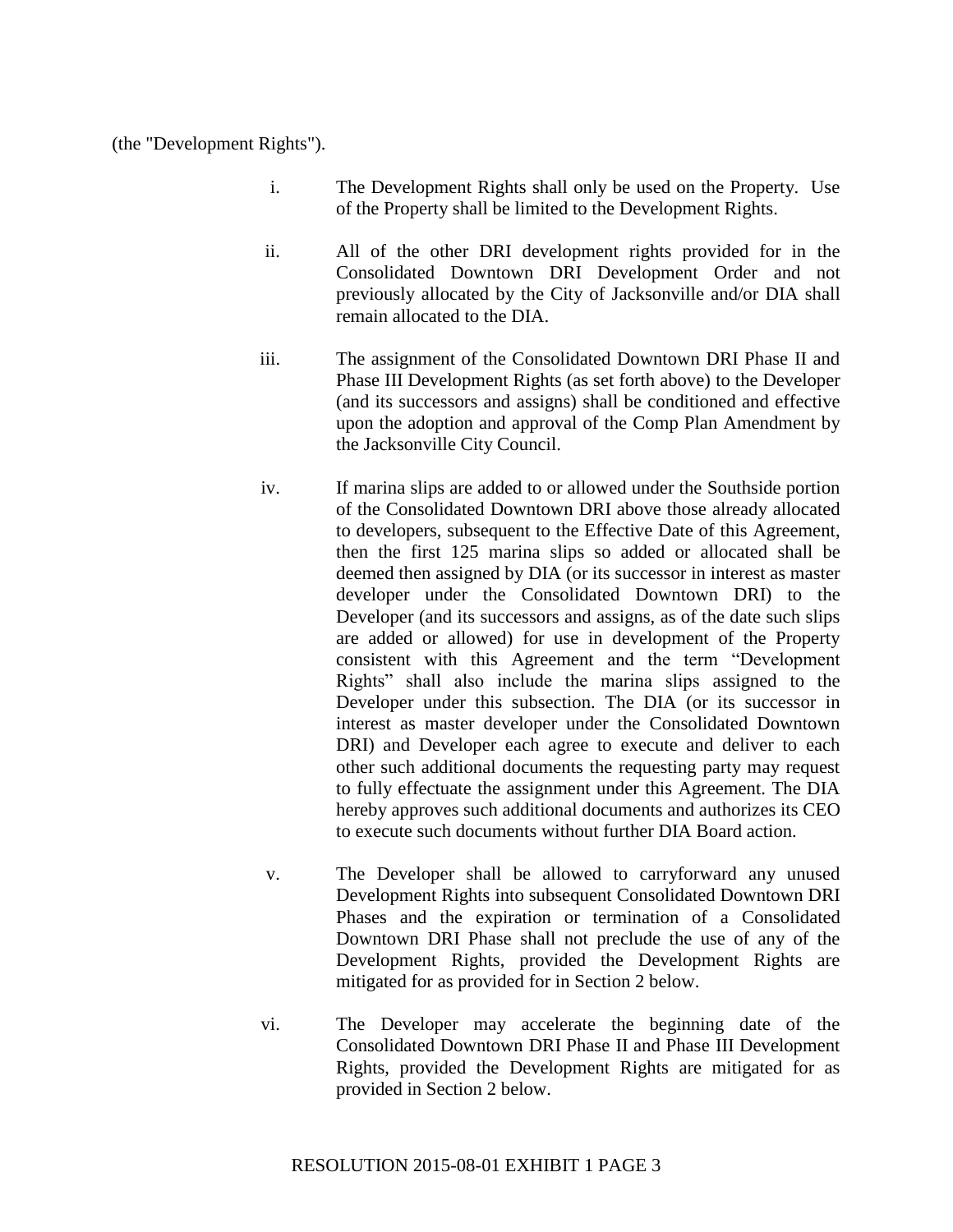(the "Development Rights").

i. The Development Rights shall only be used on the Property. Use of the Property shall be limited to the Development Rights.

ii. All of the other DRI development rights provided for in the Consolidated Downtown DRI Development Order and not previously allocated by the City of Jacksonville and/or DIA shall remain allocated to the DIA.

iii. The assignment of the Consolidated Downtown DRI Phase II and Phase III Development Rights (as set forth above) to the Developer (and its successors and assigns) shall be conditioned and effective upon the adoption and approval of the Comp Plan Amendment by the Jacksonville City Council.

iv. If marina slips are added to or allowed under the Southside portion of the Consolidated Downtown DRI above those already allocated to developers, subsequent to the Effective Date of this Agreement, then the first 125 marina slips so added or allocated shall be deemed then assigned by DIA (or its successor in interest as master developer under the Consolidated Downtown DRI) to the Developer (and its successors and assigns, as of the date such slips are added or allowed) for use in development of the Property consistent with this Agreement and the term "Development Rights" shall also include the marina slips assigned to the Developer under this subsection. The DIA (or its successor in interest as master developer under the Consolidated Downtown DRI) and Developer each agree to execute and deliver to each other such additional documents the requesting party may request to fully effectuate the assignment under this Agreement. The DIA hereby approves such additional documents and authorizes its CEO to execute such documents without further DIA Board action.

v. The Developer shall be allowed to carryforward any unused Development Rights into subsequent Consolidated Downtown DRI Phases and the expiration or termination of a Consolidated Downtown DRI Phase shall not preclude the use of any of the Development Rights, provided the Development Rights are mitigated for as provided for in Section 2 below.

vi. The Developer may accelerate the beginning date of the Consolidated Downtown DRI Phase II and Phase III Development Rights, provided the Development Rights are mitigated for as provided in Section 2 below.

RESOLUTION 2015-08-01 EXHIBIT 1 PAGE 3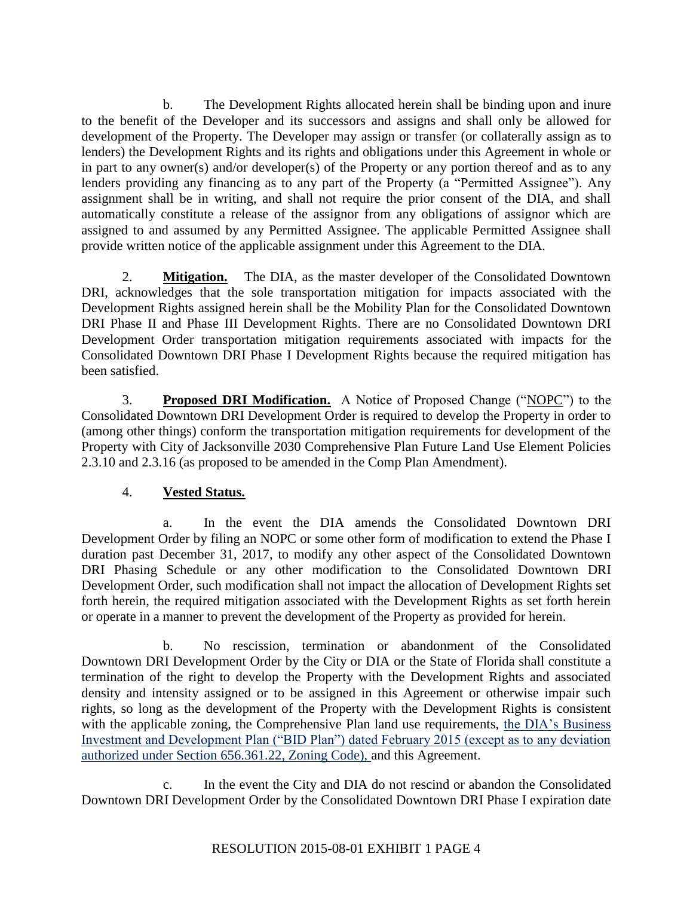b. The Development Rights allocated herein shall be binding upon and inure to the benefit of the Developer and its successors and assigns and shall only be allowed for development of the Property. The Developer may assign or transfer (or collaterally assign as to lenders) the Development Rights and its rights and obligations under this Agreement in whole or in part to any owner(s) and/or developer(s) of the Property or any portion thereof and as to any lenders providing any financing as to any part of the Property (a "Permitted Assignee"). Any assignment shall be in writing, and shall not require the prior consent of the DIA, and shall automatically constitute a release of the assignor from any obligations of assignor which are assigned to and assumed by any Permitted Assignee. The applicable Permitted Assignee shall provide written notice of the applicable assignment under this Agreement to the DIA.

2. **Mitigation.** The DIA, as the master developer of the Consolidated Downtown DRI, acknowledges that the sole transportation mitigation for impacts associated with the Development Rights assigned herein shall be the Mobility Plan for the Consolidated Downtown DRI Phase II and Phase III Development Rights. There are no Consolidated Downtown DRI Development Order transportation mitigation requirements associated with impacts for the Consolidated Downtown DRI Phase I Development Rights because the required mitigation has been satisfied.

3. **Proposed DRI Modification.** A Notice of Proposed Change ("NOPC") to the Consolidated Downtown DRI Development Order is required to develop the Property in order to (among other things) conform the transportation mitigation requirements for development of the Property with City of Jacksonville 2030 Comprehensive Plan Future Land Use Element Policies 2.3.10 and 2.3.16 (as proposed to be amended in the Comp Plan Amendment).

4. **Vested Status.**

a. In the event the DIA amends the Consolidated Downtown DRI Development Order by filing an NOPC or some other form of modification to extend the Phase I duration past December 31, 2017, to modify any other aspect of the Consolidated Downtown DRI Phasing Schedule or any other modification to the Consolidated Downtown DRI Development Order, such modification shall not impact the allocation of Development Rights set forth herein, the required mitigation associated with the Development Rights as set forth herein or operate in a manner to prevent the development of the Property as provided for herein.

b. No rescission, termination or abandonment of the Consolidated Downtown DRI Development Order by the City or DIA or the State of Florida shall constitute a termination of the right to develop the Property with the Development Rights and associated density and intensity assigned or to be assigned in this Agreement or otherwise impair such rights, so long as the development of the Property with the Development Rights is consistent with the applicable zoning, the Comprehensive Plan land use requirements, the DIA's Business Investment and Development Plan ("BID Plan") dated February 2015 (except as to any deviation authorized under Section 656.361.22, Zoning Code), and this Agreement.

c. In the event the City and DIA do not rescind or abandon the Consolidated Downtown DRI Development Order by the Consolidated Downtown DRI Phase I expiration date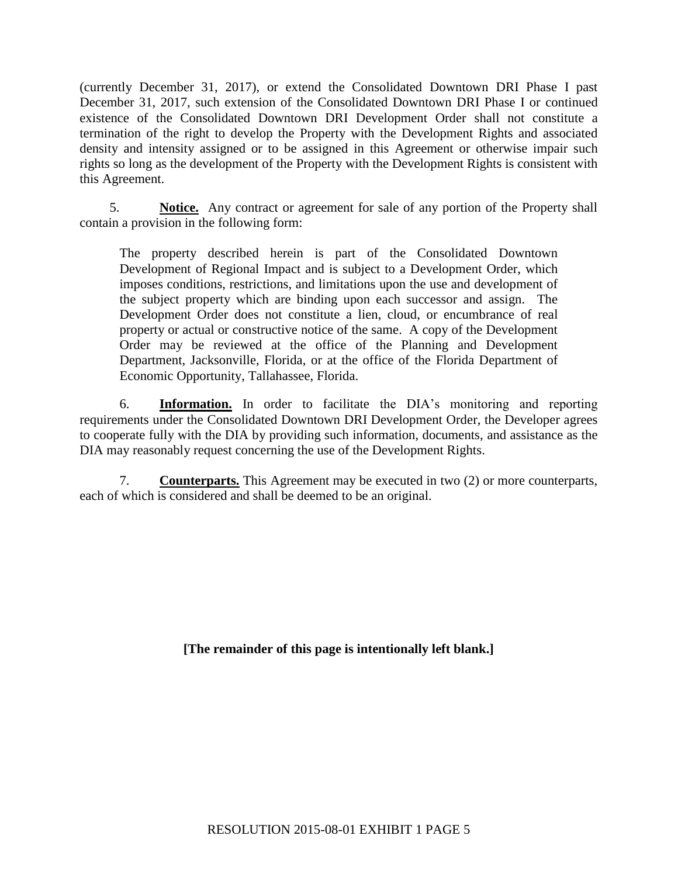(currently December 31, 2017), or extend the Consolidated Downtown DRI Phase I past December 31, 2017, such extension of the Consolidated Downtown DRI Phase I or continued existence of the Consolidated Downtown DRI Development Order shall not constitute a termination of the right to develop the Property with the Development Rights and associated density and intensity assigned or to be assigned in this Agreement or otherwise impair such rights so long as the development of the Property with the Development Rights is consistent with this Agreement.

5. **Notice.** Any contract or agreement for sale of any portion of the Property shall contain a provision in the following form:

> The property described herein is part of the Consolidated Downtown Development of Regional Impact and is subject to a Development Order, which imposes conditions, restrictions, and limitations upon the use and development of the subject property which are binding upon each successor and assign. The Development Order does not constitute a lien, cloud, or encumbrance of real property or actual or constructive notice of the same. A copy of the Development Order may be reviewed at the office of the Planning and Development Department, Jacksonville, Florida, or at the office of the Florida Department of Economic Opportunity, Tallahassee, Florida.

6. **Information.** In order to facilitate the DIA's monitoring and reporting requirements under the Consolidated Downtown DRI Development Order, the Developer agrees to cooperate fully with the DIA by providing such information, documents, and assistance as the DIA may reasonably request concerning the use of the Development Rights.

7. **Counterparts.** This Agreement may be executed in two (2) or more counterparts, each of which is considered and shall be deemed to be an original.

**[The remainder of this page is intentionally left blank.]**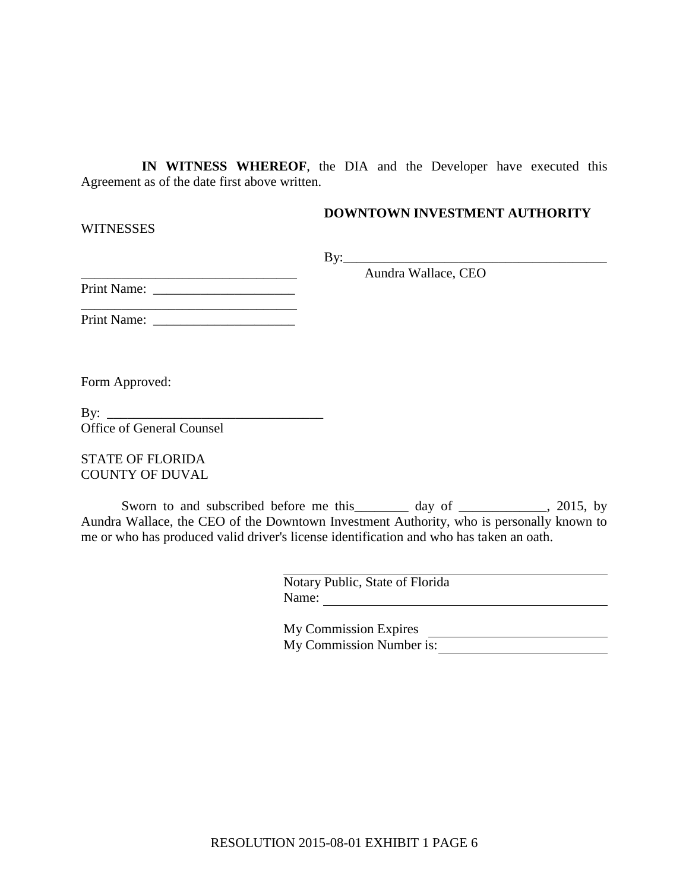**IN WITNESS WHEREOF**, the DIA and the Developer have executed this Agreement as of the date first above written.

**DOWNTOWN INVESTMENT AUTHORITY**

WITNESSES

By:________________________________________
Aundra Wallace, CEO

________________________________
Print Name: ____________________

________________________________
Print Name: ____________________

Form Approved:

By: ________________________________
Office of General Counsel

STATE OF FLORIDA
COUNTY OF DUVAL

Sworn to and subscribed before me this________ day of _____________, 2015, by Aundra Wallace, the CEO of the Downtown Investment Authority, who is personally known to me or who has produced valid driver's license identification and who has taken an oath.

________________________________________
Notary Public, State of Florida
Name: ________________________________

My Commission Expires ____________________
My Commission Number is: __________________

RESOLUTION 2015-08-01 EXHIBIT 1 PAGE 6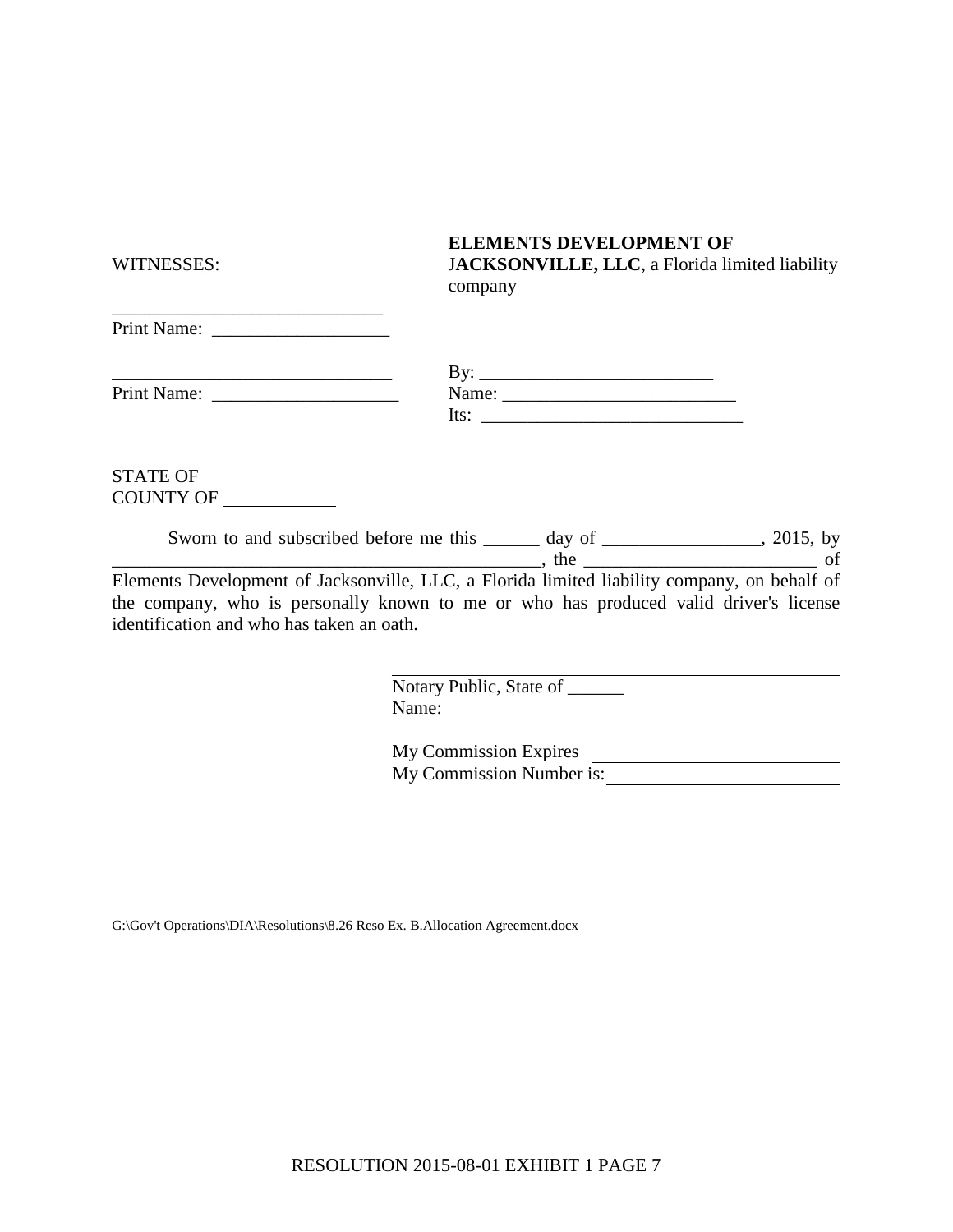WITNESSES:

**ELEMENTS DEVELOPMENT OF JACKSONVILLE, LLC**, a Florida limited liability company

______________________________
Print Name: ___________________

______________________________
Print Name: ____________________

By: __________________________
Name: _________________________
Its: ____________________________

STATE OF ______________
COUNTY OF ____________

Sworn to and subscribed before me this ______ day of _________________, 2015, by _______________________________________________, the _________________________ of Elements Development of Jacksonville, LLC, a Florida limited liability company, on behalf of the company, who is personally known to me or who has produced valid driver's license identification and who has taken an oath.

______________________________________________
Notary Public, State of ______
Name: _________________________________________

My Commission Expires ___________________________
My Commission Number is: _________________________

G:\Gov't Operations\DIA\Resolutions\8.26 Reso Ex. B.Allocation Agreement.docx

RESOLUTION 2015-08-01 EXHIBIT 1 PAGE 7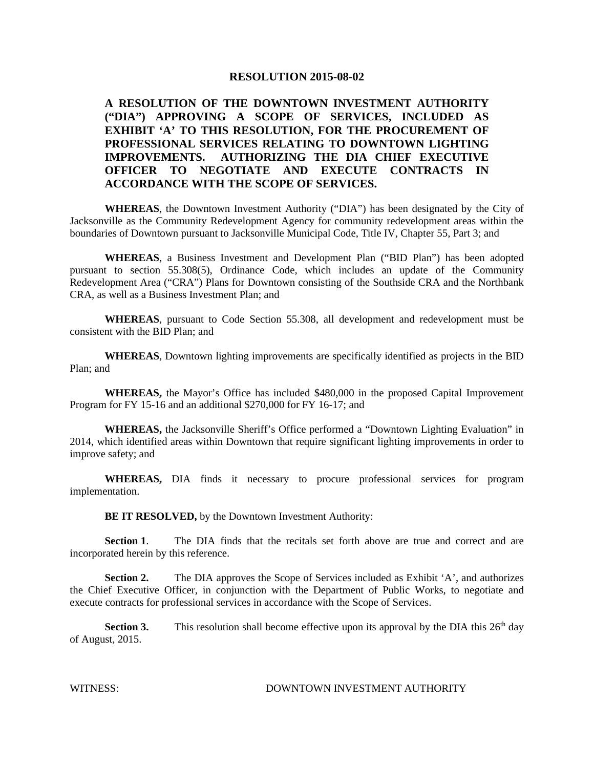# RESOLUTION 2015-08-02

**A RESOLUTION OF THE DOWNTOWN INVESTMENT AUTHORITY ("DIA") APPROVING A SCOPE OF SERVICES, INCLUDED AS EXHIBIT 'A' TO THIS RESOLUTION, FOR THE PROCUREMENT OF PROFESSIONAL SERVICES RELATING TO DOWNTOWN LIGHTING IMPROVEMENTS. AUTHORIZING THE DIA CHIEF EXECUTIVE OFFICER TO NEGOTIATE AND EXECUTE CONTRACTS IN ACCORDANCE WITH THE SCOPE OF SERVICES.**

**WHEREAS**, the Downtown Investment Authority ("DIA") has been designated by the City of Jacksonville as the Community Redevelopment Agency for community redevelopment areas within the boundaries of Downtown pursuant to Jacksonville Municipal Code, Title IV, Chapter 55, Part 3; and

**WHEREAS**, a Business Investment and Development Plan ("BID Plan") has been adopted pursuant to section 55.308(5), Ordinance Code, which includes an update of the Community Redevelopment Area ("CRA") Plans for Downtown consisting of the Southside CRA and the Northbank CRA, as well as a Business Investment Plan; and

**WHEREAS**, pursuant to Code Section 55.308, all development and redevelopment must be consistent with the BID Plan; and

**WHEREAS**, Downtown lighting improvements are specifically identified as projects in the BID Plan; and

**WHEREAS,** the Mayor's Office has included \$480,000 in the proposed Capital Improvement Program for FY 15-16 and an additional \$270,000 for FY 16-17; and

**WHEREAS,** the Jacksonville Sheriff's Office performed a "Downtown Lighting Evaluation" in 2014, which identified areas within Downtown that require significant lighting improvements in order to improve safety; and

**WHEREAS,** DIA finds it necessary to procure professional services for program implementation.

**BE IT RESOLVED,** by the Downtown Investment Authority:

**Section 1**. The DIA finds that the recitals set forth above are true and correct and are incorporated herein by this reference.

**Section 2.** The DIA approves the Scope of Services included as Exhibit 'A', and authorizes the Chief Executive Officer, in conjunction with the Department of Public Works, to negotiate and execute contracts for professional services in accordance with the Scope of Services.

**Section 3.** This resolution shall become effective upon its approval by the DIA this 26th day of August, 2015.

WITNESS: DOWNTOWN INVESTMENT AUTHORITY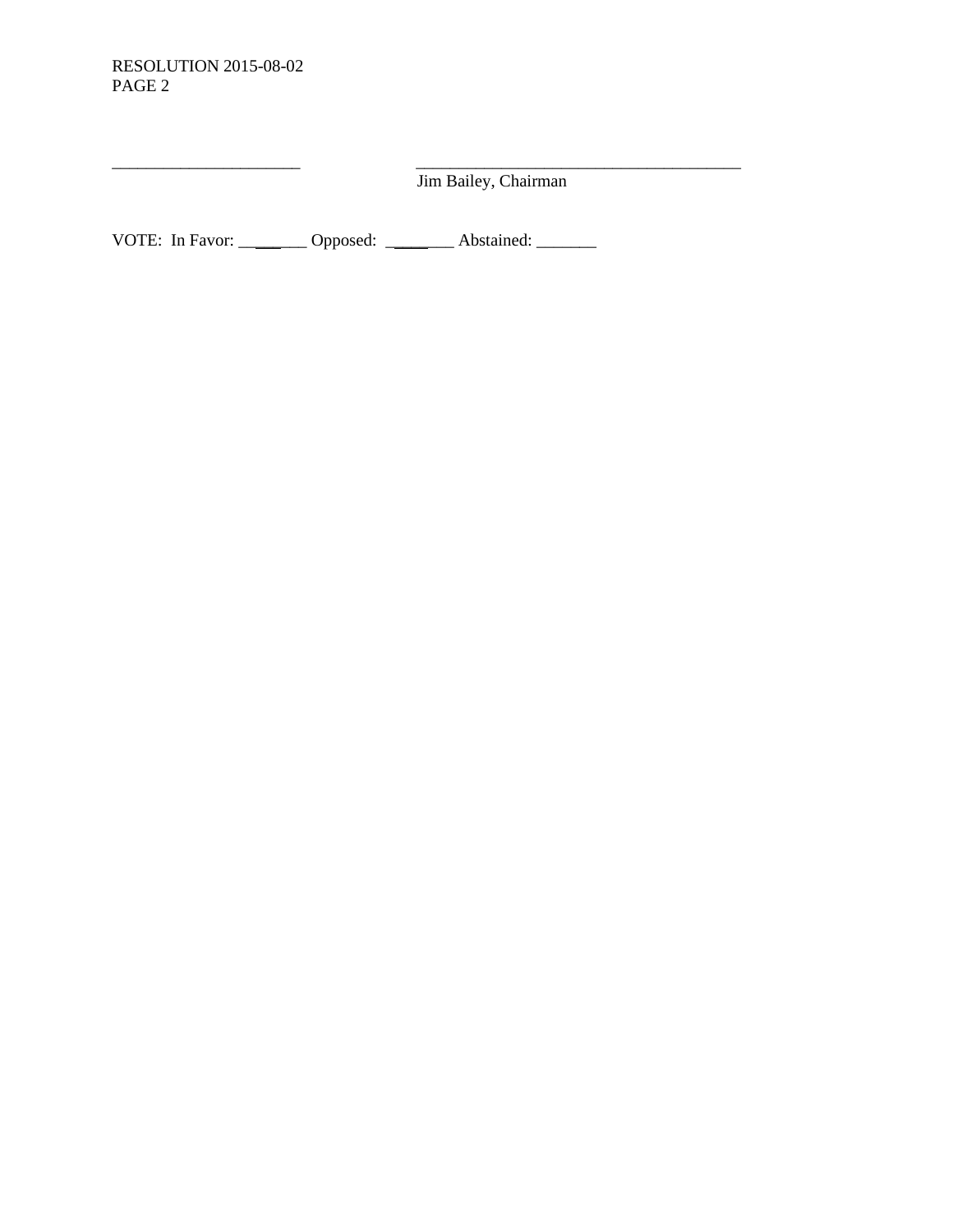RESOLUTION 2015-08-02
PAGE 2

_______________________ _______________________________________
Jim Bailey, Chairman

VOTE: In Favor: _______ Opposed: _______ Abstained: _______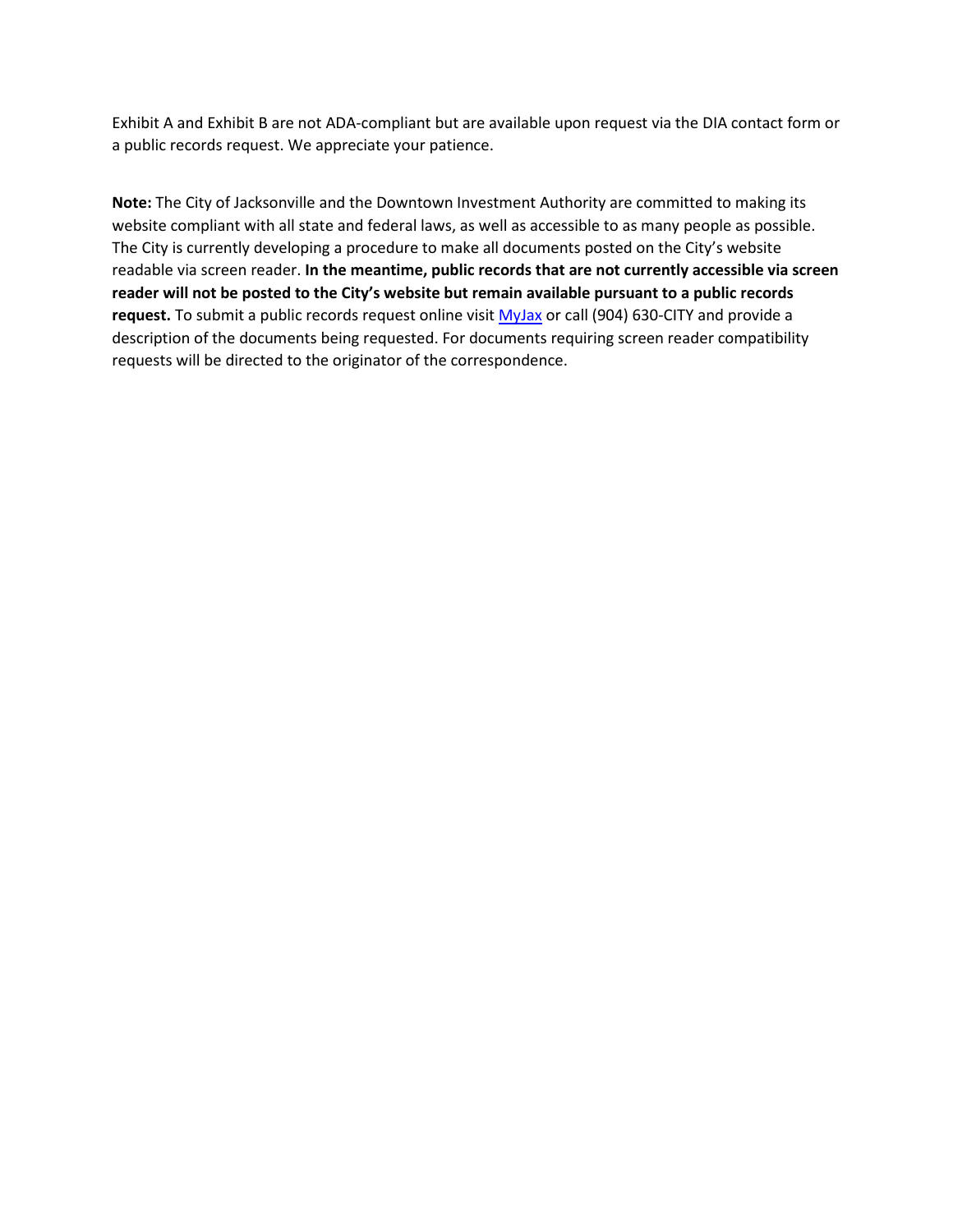Exhibit A and Exhibit B are not ADA-compliant but are available upon request via the DIA contact form or a public records request. We appreciate your patience.

**Note:** The City of Jacksonville and the Downtown Investment Authority are committed to making its website compliant with all state and federal laws, as well as accessible to as many people as possible. The City is currently developing a procedure to make all documents posted on the City's website readable via screen reader. **In the meantime, public records that are not currently accessible via screen reader will not be posted to the City's website but remain available pursuant to a public records request.** To submit a public records request online visit MyJax or call (904) 630-CITY and provide a description of the documents being requested. For documents requiring screen reader compatibility requests will be directed to the originator of the correspondence.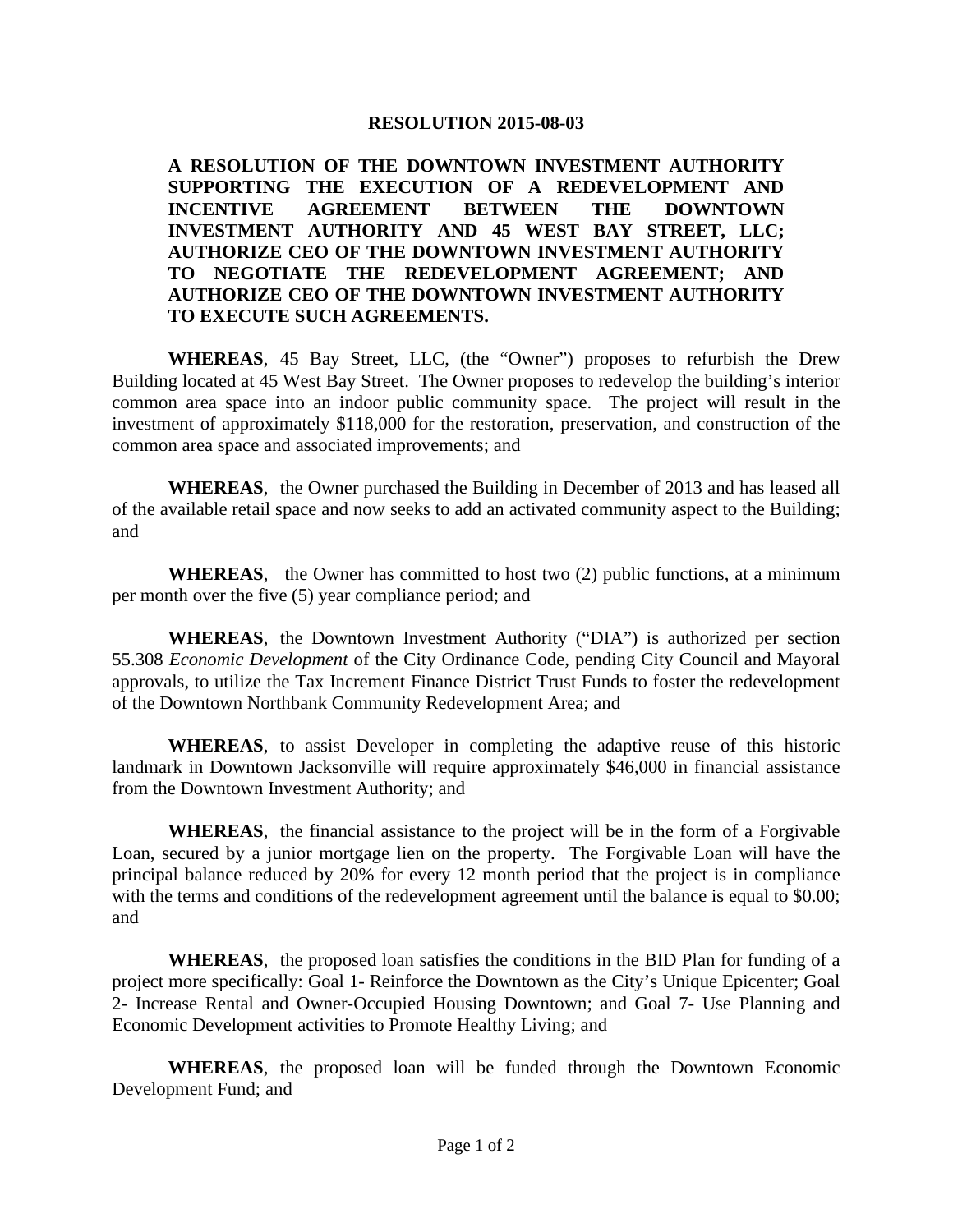**RESOLUTION 2015-08-03**

**A RESOLUTION OF THE DOWNTOWN INVESTMENT AUTHORITY SUPPORTING THE EXECUTION OF A REDEVELOPMENT AND INCENTIVE AGREEMENT BETWEEN THE DOWNTOWN INVESTMENT AUTHORITY AND 45 WEST BAY STREET, LLC; AUTHORIZE CEO OF THE DOWNTOWN INVESTMENT AUTHORITY TO NEGOTIATE THE REDEVELOPMENT AGREEMENT; AND AUTHORIZE CEO OF THE DOWNTOWN INVESTMENT AUTHORITY TO EXECUTE SUCH AGREEMENTS.**

**WHEREAS**, 45 Bay Street, LLC, (the "Owner") proposes to refurbish the Drew Building located at 45 West Bay Street. The Owner proposes to redevelop the building's interior common area space into an indoor public community space. The project will result in the investment of approximately $118,000 for the restoration, preservation, and construction of the common area space and associated improvements; and

**WHEREAS**, the Owner purchased the Building in December of 2013 and has leased all of the available retail space and now seeks to add an activated community aspect to the Building; and

**WHEREAS**, the Owner has committed to host two (2) public functions, at a minimum per month over the five (5) year compliance period; and

**WHEREAS**, the Downtown Investment Authority ("DIA") is authorized per section 55.308 *Economic Development* of the City Ordinance Code, pending City Council and Mayoral approvals, to utilize the Tax Increment Finance District Trust Funds to foster the redevelopment of the Downtown Northbank Community Redevelopment Area; and

**WHEREAS**, to assist Developer in completing the adaptive reuse of this historic landmark in Downtown Jacksonville will require approximately $46,000 in financial assistance from the Downtown Investment Authority; and

**WHEREAS**, the financial assistance to the project will be in the form of a Forgivable Loan, secured by a junior mortgage lien on the property. The Forgivable Loan will have the principal balance reduced by 20% for every 12 month period that the project is in compliance with the terms and conditions of the redevelopment agreement until the balance is equal to $0.00; and

**WHEREAS**, the proposed loan satisfies the conditions in the BID Plan for funding of a project more specifically: Goal 1- Reinforce the Downtown as the City's Unique Epicenter; Goal 2- Increase Rental and Owner-Occupied Housing Downtown; and Goal 7- Use Planning and Economic Development activities to Promote Healthy Living; and

**WHEREAS**, the proposed loan will be funded through the Downtown Economic Development Fund; and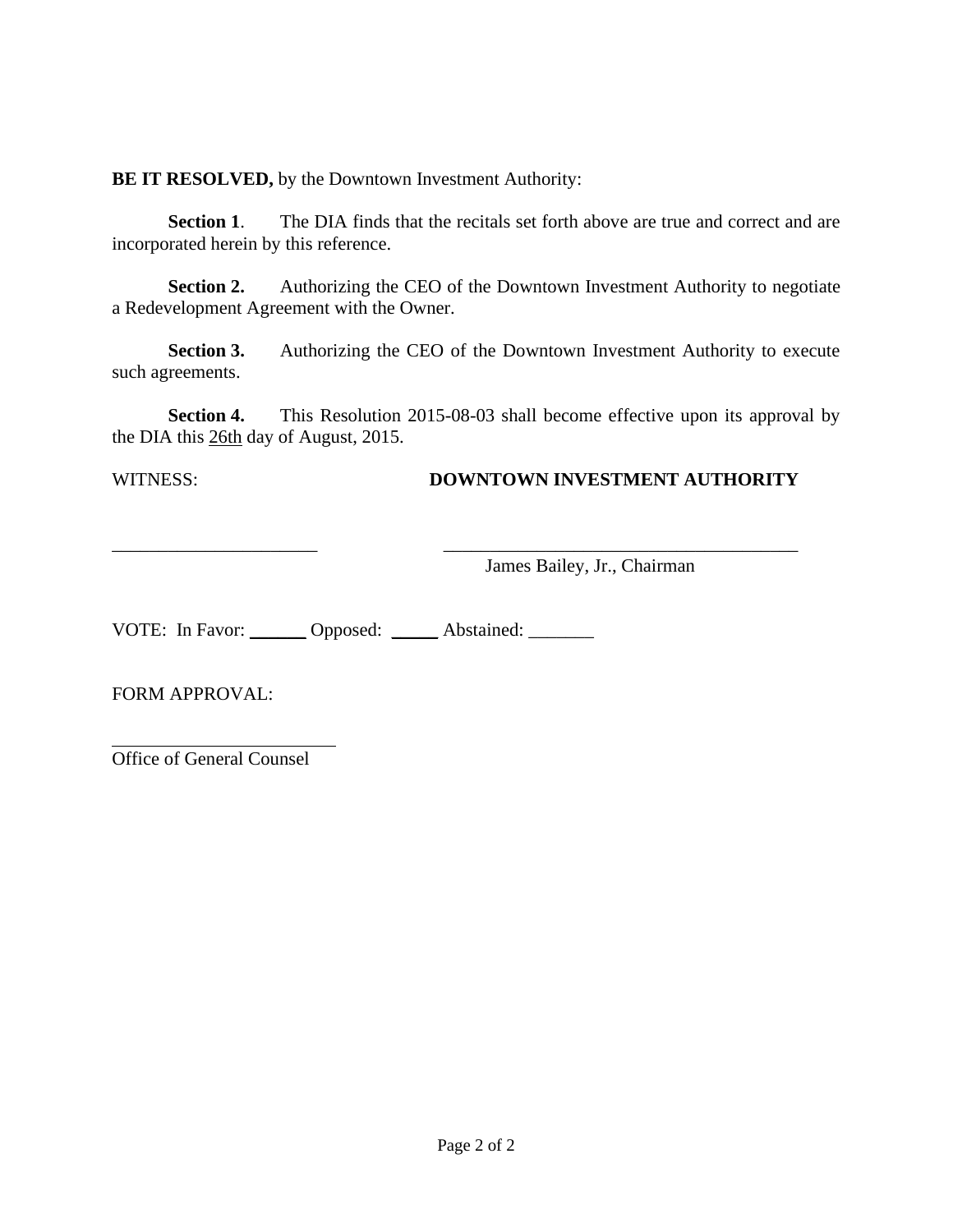**BE IT RESOLVED,** by the Downtown Investment Authority:

**Section 1**. The DIA finds that the recitals set forth above are true and correct and are incorporated herein by this reference.

**Section 2.** Authorizing the CEO of the Downtown Investment Authority to negotiate a Redevelopment Agreement with the Owner.

**Section 3.** Authorizing the CEO of the Downtown Investment Authority to execute such agreements.

**Section 4.** This Resolution 2015-08-03 shall become effective upon its approval by the DIA this 26th day of August, 2015.

WITNESS: **DOWNTOWN INVESTMENT AUTHORITY**

______________________ ________________________________________

James Bailey, Jr., Chairman

VOTE: In Favor: ______ Opposed: _____ Abstained: _______

FORM APPROVAL:

________________________

Office of General Counsel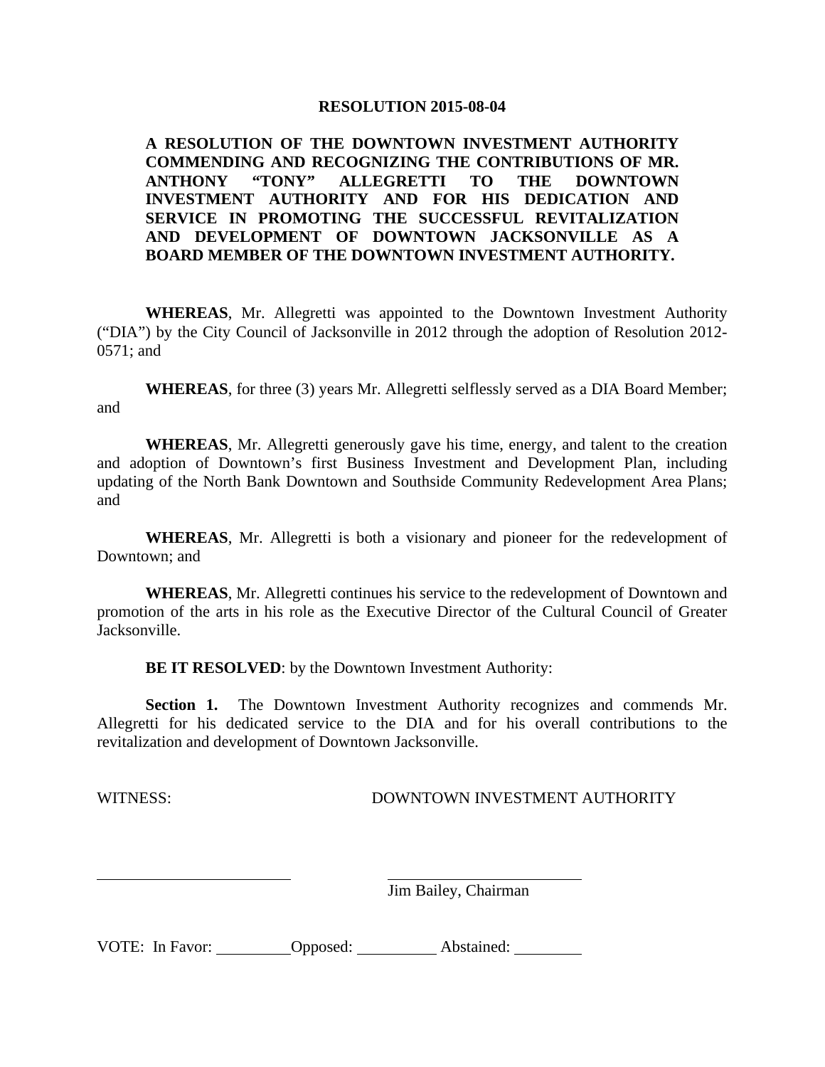**RESOLUTION 2015-08-04**

**A RESOLUTION OF THE DOWNTOWN INVESTMENT AUTHORITY COMMENDING AND RECOGNIZING THE CONTRIBUTIONS OF MR. ANTHONY "TONY" ALLEGRETTI TO THE DOWNTOWN INVESTMENT AUTHORITY AND FOR HIS DEDICATION AND SERVICE IN PROMOTING THE SUCCESSFUL REVITALIZATION AND DEVELOPMENT OF DOWNTOWN JACKSONVILLE AS A BOARD MEMBER OF THE DOWNTOWN INVESTMENT AUTHORITY.**

**WHEREAS**, Mr. Allegretti was appointed to the Downtown Investment Authority ("DIA") by the City Council of Jacksonville in 2012 through the adoption of Resolution 2012-0571; and

**WHEREAS**, for three (3) years Mr. Allegretti selflessly served as a DIA Board Member; and

**WHEREAS**, Mr. Allegretti generously gave his time, energy, and talent to the creation and adoption of Downtown's first Business Investment and Development Plan, including updating of the North Bank Downtown and Southside Community Redevelopment Area Plans; and

**WHEREAS**, Mr. Allegretti is both a visionary and pioneer for the redevelopment of Downtown; and

**WHEREAS**, Mr. Allegretti continues his service to the redevelopment of Downtown and promotion of the arts in his role as the Executive Director of the Cultural Council of Greater Jacksonville.

**BE IT RESOLVED**: by the Downtown Investment Authority:

**Section 1.** The Downtown Investment Authority recognizes and commends Mr. Allegretti for his dedicated service to the DIA and for his overall contributions to the revitalization and development of Downtown Jacksonville.

WITNESS: DOWNTOWN INVESTMENT AUTHORITY

\_\_\_\_\_\_\_\_\_\_\_\_\_\_\_\_\_\_\_\_\_\_\_\_ \_\_\_\_\_\_\_\_\_\_\_\_\_\_\_\_\_\_\_\_\_\_\_\_

Jim Bailey, Chairman

VOTE: In Favor: \_\_\_\_\_\_\_\_ Opposed: \_\_\_\_\_\_\_\_ Abstained: \_\_\_\_\_\_\_\_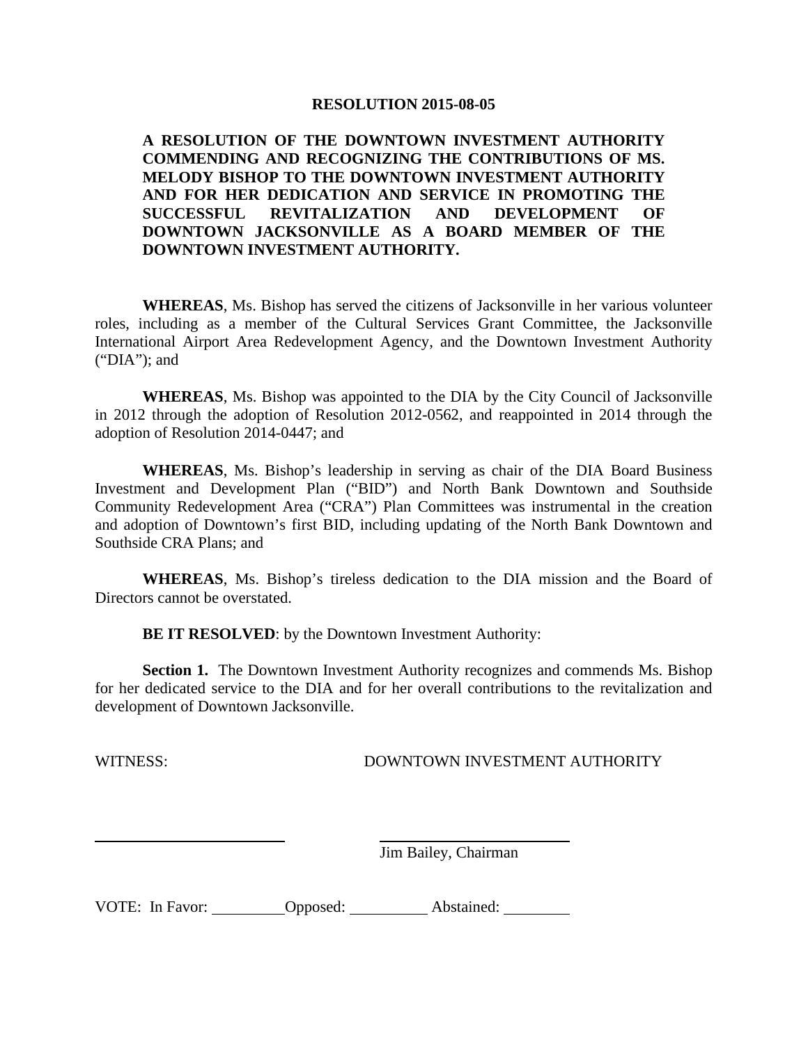**RESOLUTION 2015-08-05**

**A RESOLUTION OF THE DOWNTOWN INVESTMENT AUTHORITY COMMENDING AND RECOGNIZING THE CONTRIBUTIONS OF MS. MELODY BISHOP TO THE DOWNTOWN INVESTMENT AUTHORITY AND FOR HER DEDICATION AND SERVICE IN PROMOTING THE SUCCESSFUL REVITALIZATION AND DEVELOPMENT OF DOWNTOWN JACKSONVILLE AS A BOARD MEMBER OF THE DOWNTOWN INVESTMENT AUTHORITY.**

**WHEREAS**, Ms. Bishop has served the citizens of Jacksonville in her various volunteer roles, including as a member of the Cultural Services Grant Committee, the Jacksonville International Airport Area Redevelopment Agency, and the Downtown Investment Authority ("DIA"); and

**WHEREAS**, Ms. Bishop was appointed to the DIA by the City Council of Jacksonville in 2012 through the adoption of Resolution 2012-0562, and reappointed in 2014 through the adoption of Resolution 2014-0447; and

**WHEREAS**, Ms. Bishop's leadership in serving as chair of the DIA Board Business Investment and Development Plan ("BID") and North Bank Downtown and Southside Community Redevelopment Area ("CRA") Plan Committees was instrumental in the creation and adoption of Downtown's first BID, including updating of the North Bank Downtown and Southside CRA Plans; and

**WHEREAS**, Ms. Bishop's tireless dedication to the DIA mission and the Board of Directors cannot be overstated.

**BE IT RESOLVED**: by the Downtown Investment Authority:

**Section 1.** The Downtown Investment Authority recognizes and commends Ms. Bishop for her dedicated service to the DIA and for her overall contributions to the revitalization and development of Downtown Jacksonville.

WITNESS: DOWNTOWN INVESTMENT AUTHORITY

\_\_\_\_\_\_\_\_\_\_\_\_\_\_\_\_\_\_\_\_\_\_\_\_ \_\_\_\_\_\_\_\_\_\_\_\_\_\_\_\_\_\_\_\_\_\_\_\_

Jim Bailey, Chairman

VOTE: In Favor: \_\_\_\_\_\_\_\_ Opposed: \_\_\_\_\_\_\_\_ Abstained: \_\_\_\_\_\_\_\_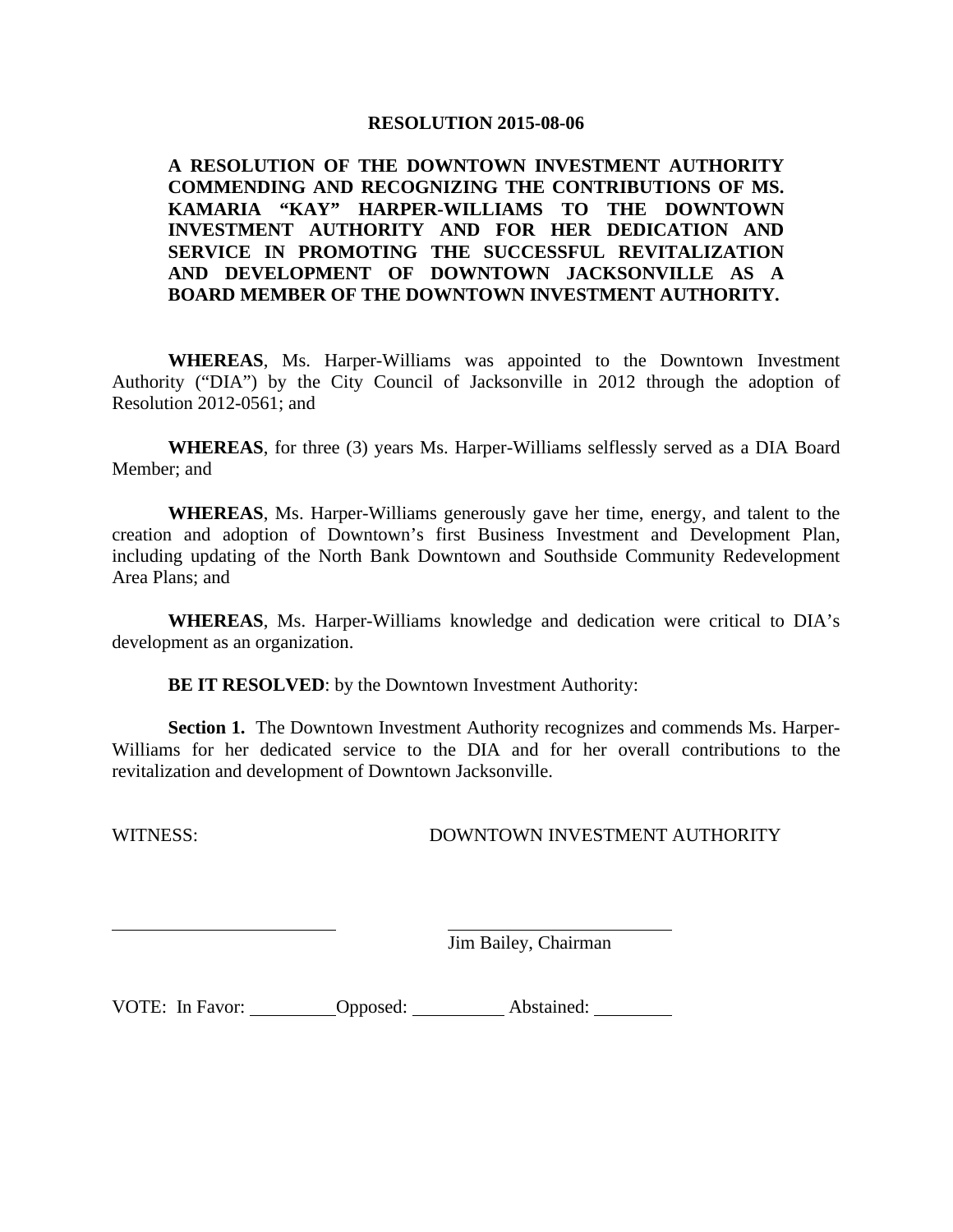**RESOLUTION 2015-08-06**

**A RESOLUTION OF THE DOWNTOWN INVESTMENT AUTHORITY COMMENDING AND RECOGNIZING THE CONTRIBUTIONS OF MS. KAMARIA "KAY" HARPER-WILLIAMS TO THE DOWNTOWN INVESTMENT AUTHORITY AND FOR HER DEDICATION AND SERVICE IN PROMOTING THE SUCCESSFUL REVITALIZATION AND DEVELOPMENT OF DOWNTOWN JACKSONVILLE AS A BOARD MEMBER OF THE DOWNTOWN INVESTMENT AUTHORITY.**

**WHEREAS**, Ms. Harper-Williams was appointed to the Downtown Investment Authority ("DIA") by the City Council of Jacksonville in 2012 through the adoption of Resolution 2012-0561; and

**WHEREAS**, for three (3) years Ms. Harper-Williams selflessly served as a DIA Board Member; and

**WHEREAS**, Ms. Harper-Williams generously gave her time, energy, and talent to the creation and adoption of Downtown's first Business Investment and Development Plan, including updating of the North Bank Downtown and Southside Community Redevelopment Area Plans; and

**WHEREAS**, Ms. Harper-Williams knowledge and dedication were critical to DIA's development as an organization.

**BE IT RESOLVED**: by the Downtown Investment Authority:

**Section 1.** The Downtown Investment Authority recognizes and commends Ms. Harper-Williams for her dedicated service to the DIA and for her overall contributions to the revitalization and development of Downtown Jacksonville.

WITNESS: DOWNTOWN INVESTMENT AUTHORITY

\_\_\_\_\_\_\_\_\_\_\_\_\_\_\_\_\_\_\_\_\_\_\_\_ \_\_\_\_\_\_\_\_\_\_\_\_\_\_\_\_\_\_\_\_\_\_\_\_
Jim Bailey, Chairman

VOTE: In Favor: \_\_\_\_\_\_\_\_ Opposed: \_\_\_\_\_\_\_\_ Abstained: \_\_\_\_\_\_\_\_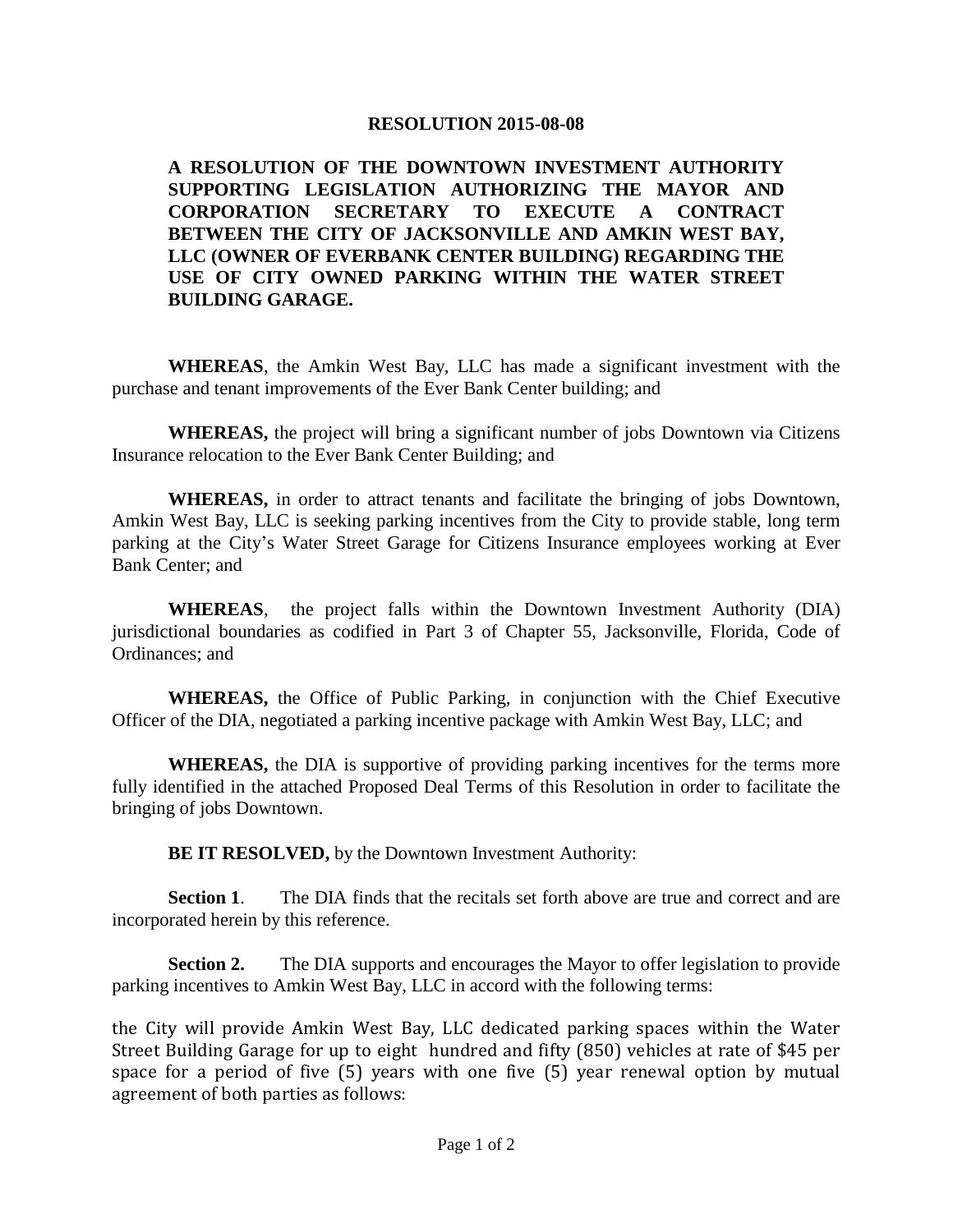**RESOLUTION 2015-08-08**

**A RESOLUTION OF THE DOWNTOWN INVESTMENT AUTHORITY SUPPORTING LEGISLATION AUTHORIZING THE MAYOR AND CORPORATION SECRETARY TO EXECUTE A CONTRACT BETWEEN THE CITY OF JACKSONVILLE AND AMKIN WEST BAY, LLC (OWNER OF EVERBANK CENTER BUILDING) REGARDING THE USE OF CITY OWNED PARKING WITHIN THE WATER STREET BUILDING GARAGE.**

**WHEREAS**, the Amkin West Bay, LLC has made a significant investment with the purchase and tenant improvements of the Ever Bank Center building; and

**WHEREAS,** the project will bring a significant number of jobs Downtown via Citizens Insurance relocation to the Ever Bank Center Building; and

**WHEREAS,** in order to attract tenants and facilitate the bringing of jobs Downtown, Amkin West Bay, LLC is seeking parking incentives from the City to provide stable, long term parking at the City's Water Street Garage for Citizens Insurance employees working at Ever Bank Center; and

**WHEREAS**, the project falls within the Downtown Investment Authority (DIA) jurisdictional boundaries as codified in Part 3 of Chapter 55, Jacksonville, Florida, Code of Ordinances; and

**WHEREAS,** the Office of Public Parking, in conjunction with the Chief Executive Officer of the DIA, negotiated a parking incentive package with Amkin West Bay, LLC; and

**WHEREAS,** the DIA is supportive of providing parking incentives for the terms more fully identified in the attached Proposed Deal Terms of this Resolution in order to facilitate the bringing of jobs Downtown.

**BE IT RESOLVED,** by the Downtown Investment Authority:

**Section 1**. The DIA finds that the recitals set forth above are true and correct and are incorporated herein by this reference.

**Section 2.** The DIA supports and encourages the Mayor to offer legislation to provide parking incentives to Amkin West Bay, LLC in accord with the following terms:

the City will provide Amkin West Bay, LLC dedicated parking spaces within the Water Street Building Garage for up to eight hundred and fifty (850) vehicles at rate of $45 per space for a period of five (5) years with one five (5) year renewal option by mutual agreement of both parties as follows: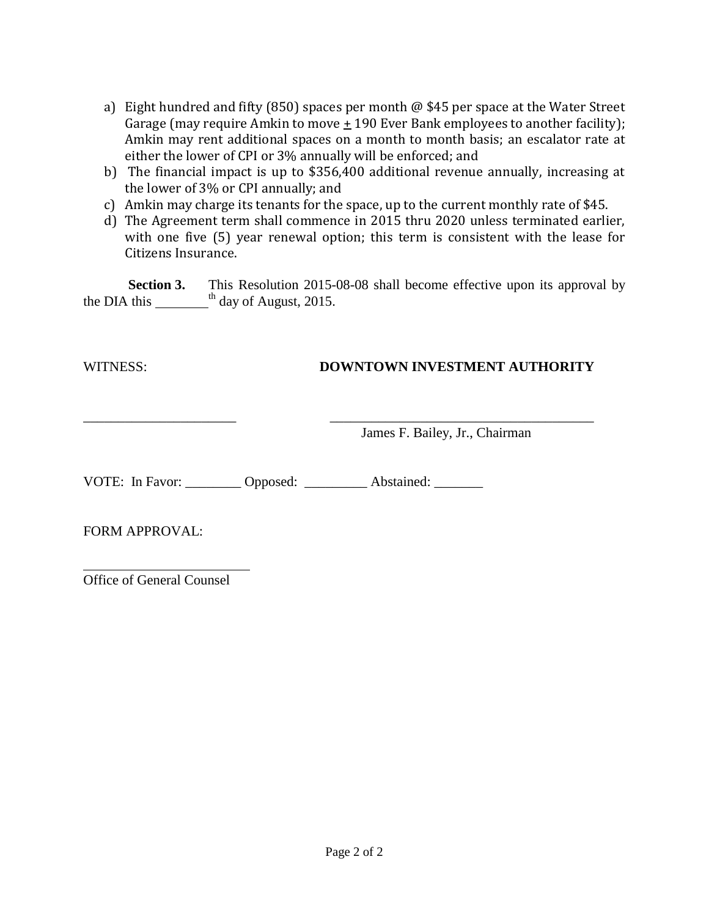a) Eight hundred and fifty (850) spaces per month @ $45 per space at the Water Street Garage (may require Amkin to move ± 190 Ever Bank employees to another facility); Amkin may rent additional spaces on a month to month basis; an escalator rate at either the lower of CPI or 3% annually will be enforced; and
b) The financial impact is up to $356,400 additional revenue annually, increasing at the lower of 3% or CPI annually; and
c) Amkin may charge its tenants for the space, up to the current monthly rate of $45.
d) The Agreement term shall commence in 2015 thru 2020 unless terminated earlier, with one five (5) year renewal option; this term is consistent with the lease for Citizens Insurance.

**Section 3.** This Resolution 2015-08-08 shall become effective upon its approval by the DIA this ________th day of August, 2015.

WITNESS: **DOWNTOWN INVESTMENT AUTHORITY**

______________________ ________________________________________
James F. Bailey, Jr., Chairman

VOTE: In Favor: ________ Opposed: _________ Abstained: _______

FORM APPROVAL:

________________________
Office of General Counsel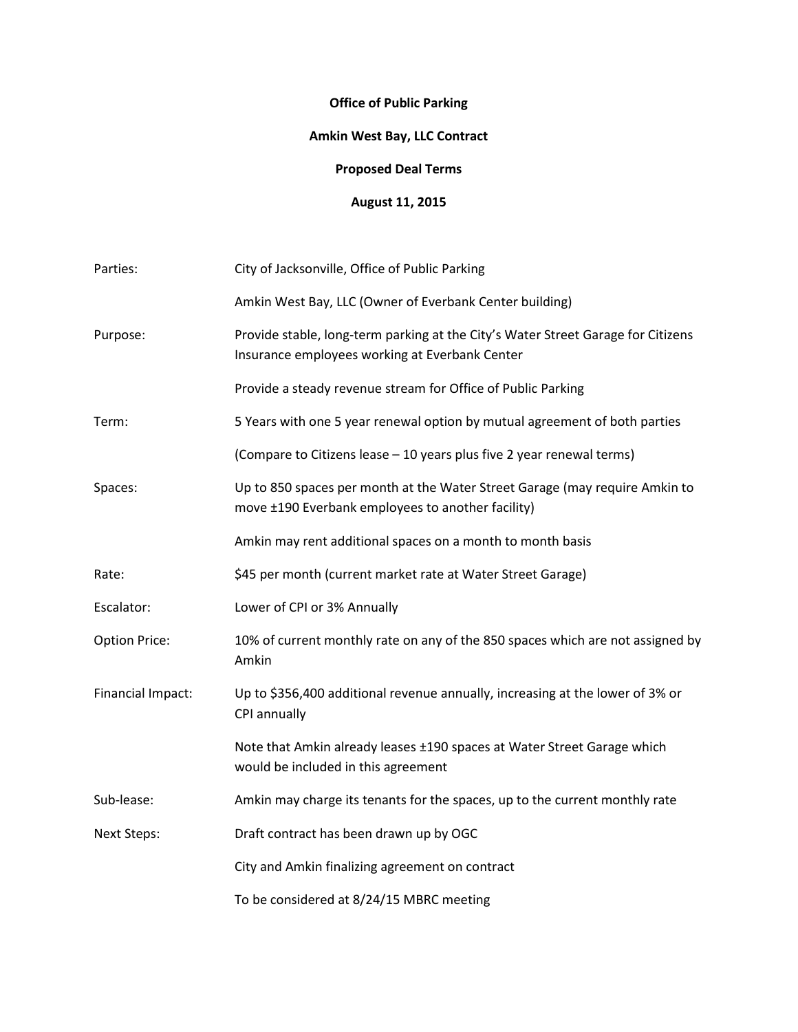**Office of Public Parking**

**Amkin West Bay, LLC Contract**

**Proposed Deal Terms**

**August 11, 2015**

| | |
|---|---|
| Parties: | City of Jacksonville, Office of Public Parking |
| | Amkin West Bay, LLC (Owner of Everbank Center building) |
| Purpose: | Provide stable, long-term parking at the City's Water Street Garage for Citizens Insurance employees working at Everbank Center |
| | Provide a steady revenue stream for Office of Public Parking |
| Term: | 5 Years with one 5 year renewal option by mutual agreement of both parties |
| | (Compare to Citizens lease – 10 years plus five 2 year renewal terms) |
| Spaces: | Up to 850 spaces per month at the Water Street Garage (may require Amkin to move ±190 Everbank employees to another facility) |
| | Amkin may rent additional spaces on a month to month basis |
| Rate: | $45 per month (current market rate at Water Street Garage) |
| Escalator: | Lower of CPI or 3% Annually |
| Option Price: | 10% of current monthly rate on any of the 850 spaces which are not assigned by Amkin |
| Financial Impact: | Up to $356,400 additional revenue annually, increasing at the lower of 3% or CPI annually |
| | Note that Amkin already leases ±190 spaces at Water Street Garage which would be included in this agreement |
| Sub-lease: | Amkin may charge its tenants for the spaces, up to the current monthly rate |
| Next Steps: | Draft contract has been drawn up by OGC |
| | City and Amkin finalizing agreement on contract |
| | To be considered at 8/24/15 MBRC meeting |